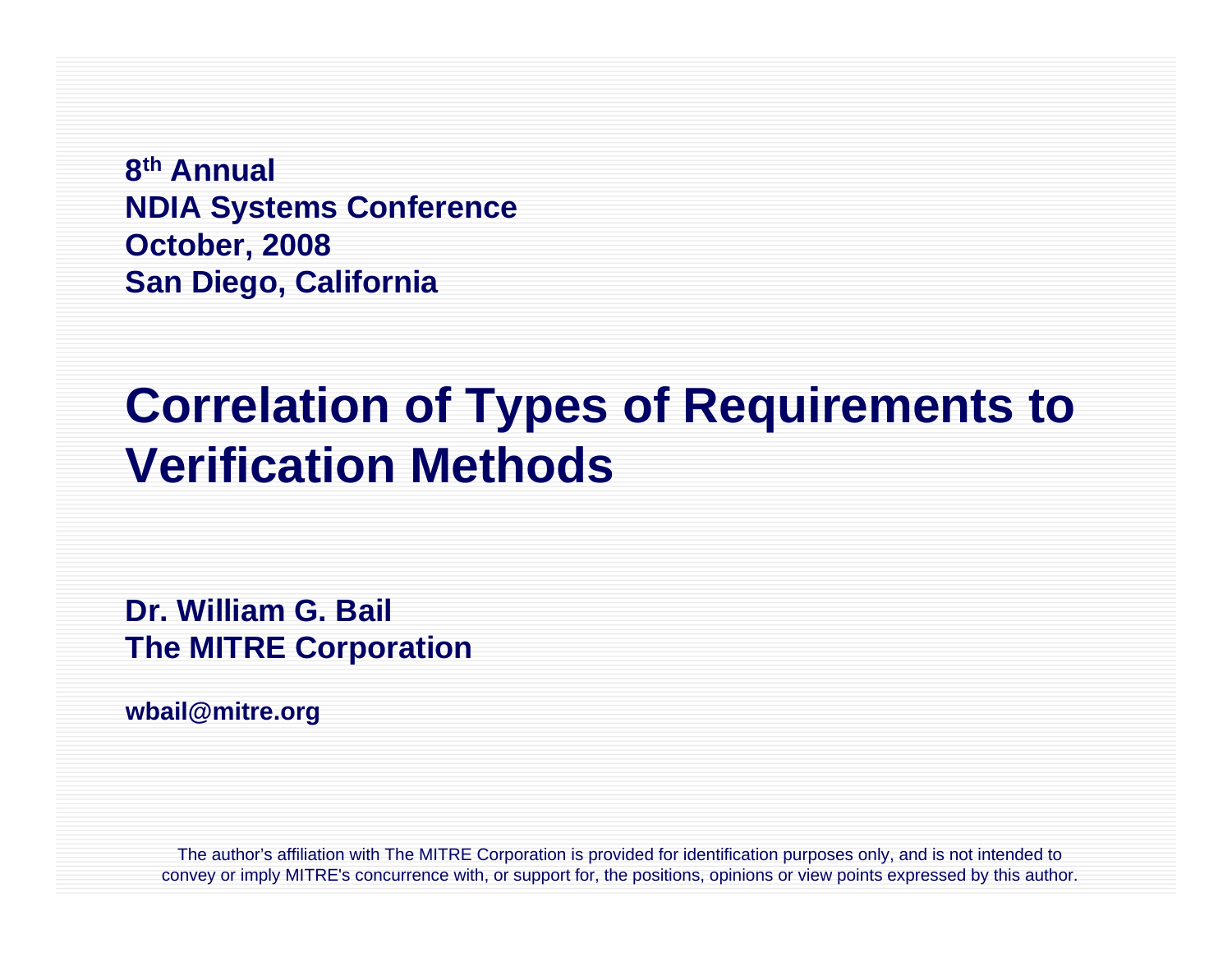**8th Annual**
**NDIA Systems Conference**
**October, 2008**
**San Diego, California**

# Correlation of Types of Requirements to Verification Methods

**Dr. William G. Bail**
**The MITRE Corporation**

**wbail@mitre.org**

The author's affiliation with The MITRE Corporation is provided for identification purposes only, and is not intended to convey or imply MITRE's concurrence with, or support for, the positions, opinions or view points expressed by this author.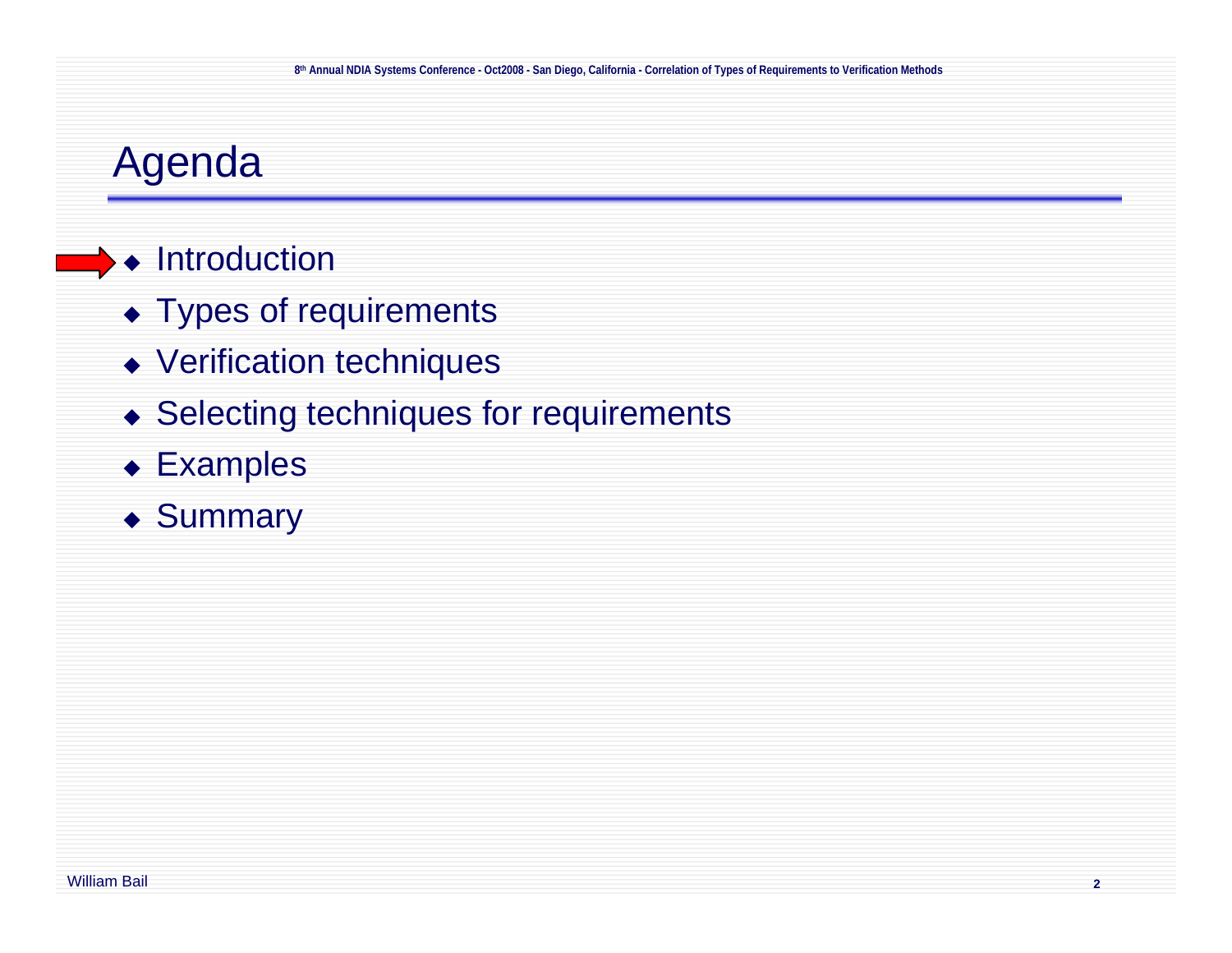# Agenda

- Introduction
- Types of requirements
- Verification techniques
- Selecting techniques for requirements
- Examples
- Summary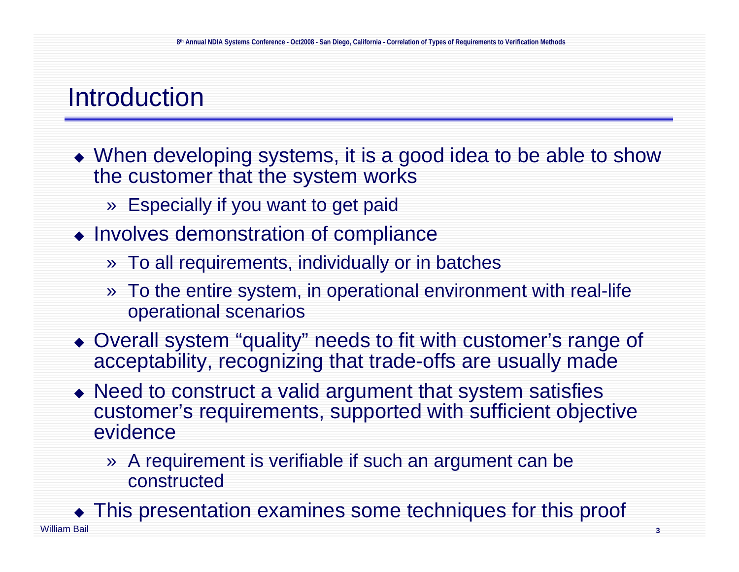# Introduction

- When developing systems, it is a good idea to be able to show the customer that the system works
  - » Especially if you want to get paid
- Involves demonstration of compliance
  - » To all requirements, individually or in batches
  - » To the entire system, in operational environment with real-life operational scenarios
- Overall system “quality” needs to fit with customer’s range of acceptability, recognizing that trade-offs are usually made
- Need to construct a valid argument that system satisfies customer’s requirements, supported with sufficient objective evidence
  - » A requirement is verifiable if such an argument can be constructed
- This presentation examines some techniques for this proof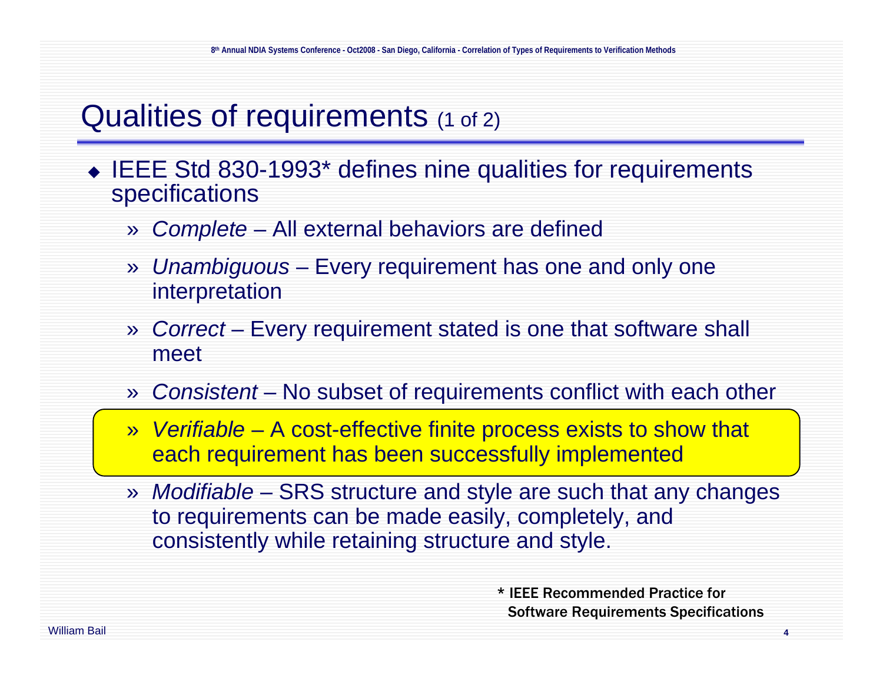# Qualities of requirements (1 of 2)

- IEEE Std 830-1993* defines nine qualities for requirements specifications
  - *Complete* – All external behaviors are defined
  - *Unambiguous* – Every requirement has one and only one interpretation
  - *Correct* – Every requirement stated is one that software shall meet
  - *Consistent* – No subset of requirements conflict with each other
  - *Verifiable* – A cost-effective finite process exists to show that each requirement has been successfully implemented
  - *Modifiable* – SRS structure and style are such that any changes to requirements can be made easily, completely, and consistently while retaining structure and style.

**\* IEEE Recommended Practice for Software Requirements Specifications**

William Bail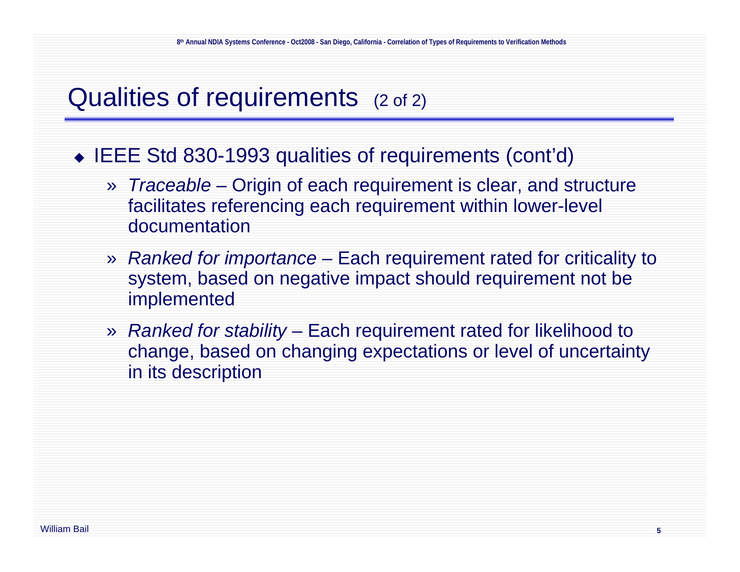# Qualities of requirements (2 of 2)

- IEEE Std 830-1993 qualities of requirements (cont'd)
  - *Traceable* – Origin of each requirement is clear, and structure facilitates referencing each requirement within lower-level documentation
  - *Ranked for importance* – Each requirement rated for criticality to system, based on negative impact should requirement not be implemented
  - *Ranked for stability* – Each requirement rated for likelihood to change, based on changing expectations or level of uncertainty in its description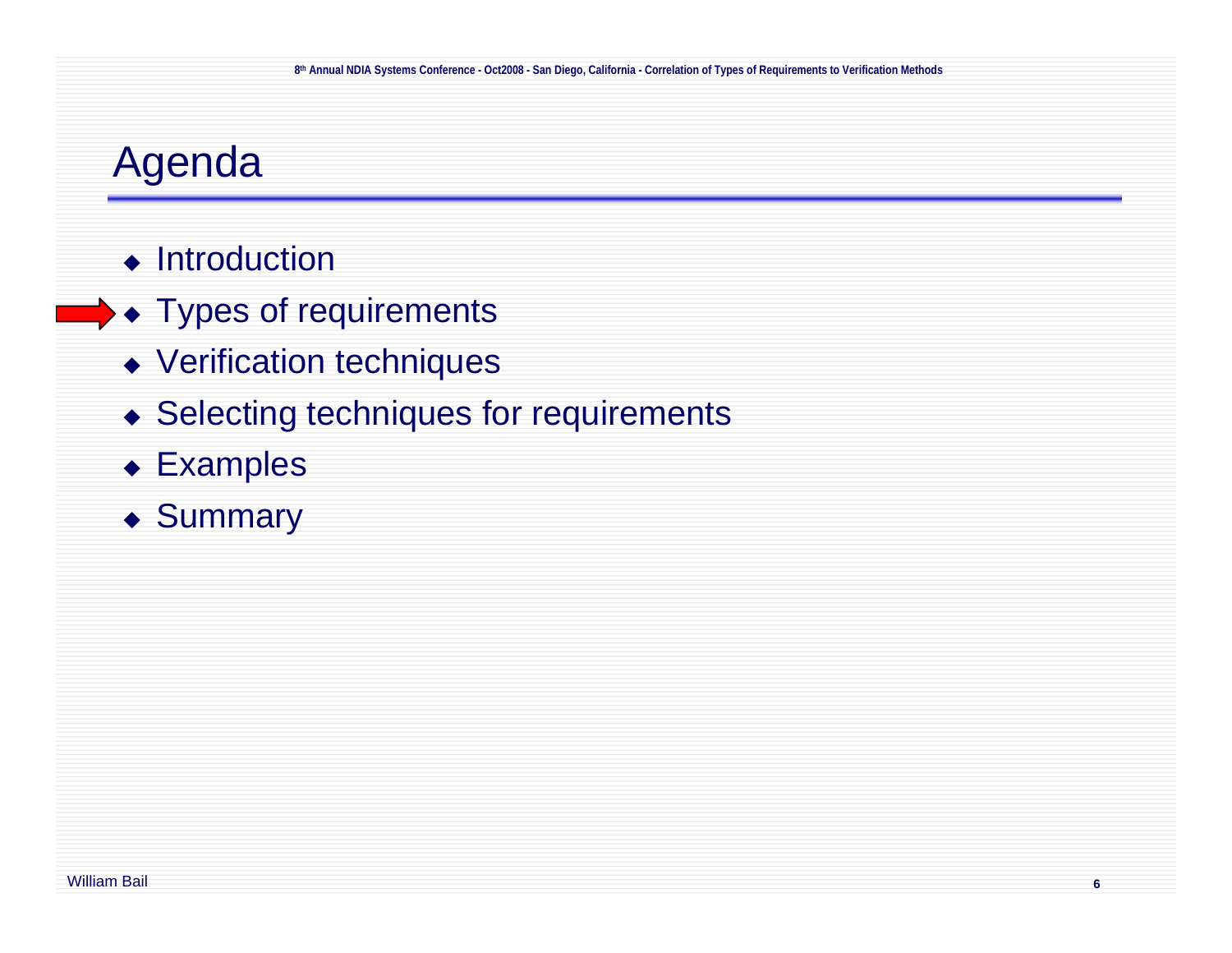# Agenda

- Introduction
- Types of requirements
- Verification techniques
- Selecting techniques for requirements
- Examples
- Summary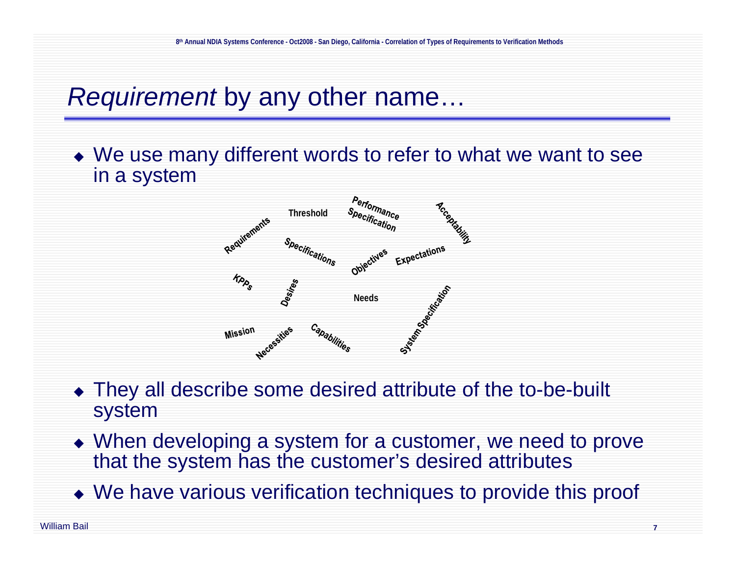# *Requirement* by any other name…

- We use many different words to refer to what we want to see in a system

Requirements
Threshold
Performance Specification
Acceptability
Specifications
Objectives
Expectations
KPPs
Desires
Needs
System Specification
Mission
Necessities
Capabilities

- They all describe some desired attribute of the to-be-built system
- When developing a system for a customer, we need to prove that the system has the customer's desired attributes
- We have various verification techniques to provide this proof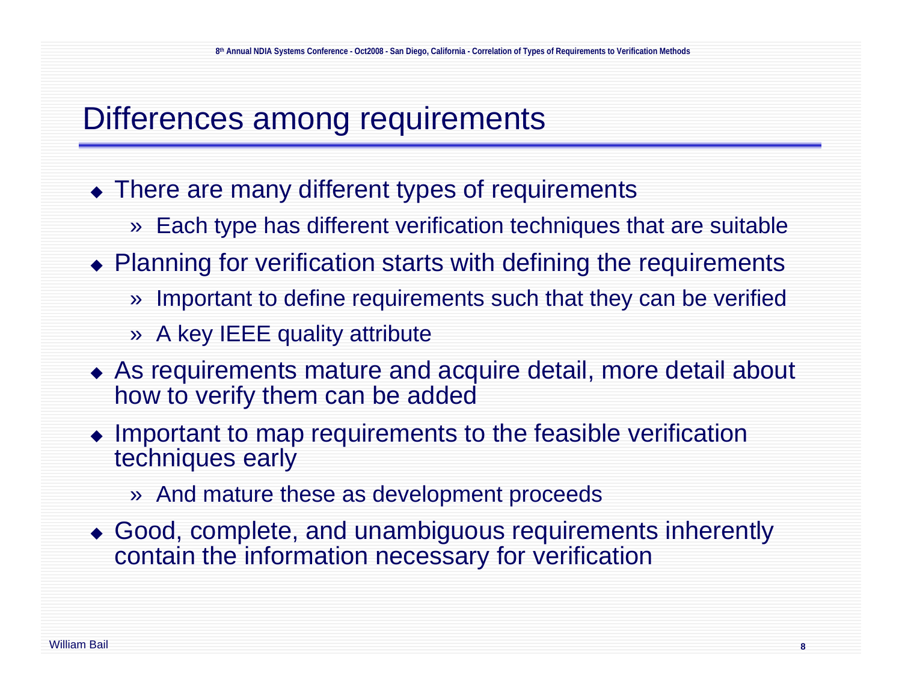# Differences among requirements

- There are many different types of requirements
  - Each type has different verification techniques that are suitable
- Planning for verification starts with defining the requirements
  - Important to define requirements such that they can be verified
  - A key IEEE quality attribute
- As requirements mature and acquire detail, more detail about how to verify them can be added
- Important to map requirements to the feasible verification techniques early
  - And mature these as development proceeds
- Good, complete, and unambiguous requirements inherently contain the information necessary for verification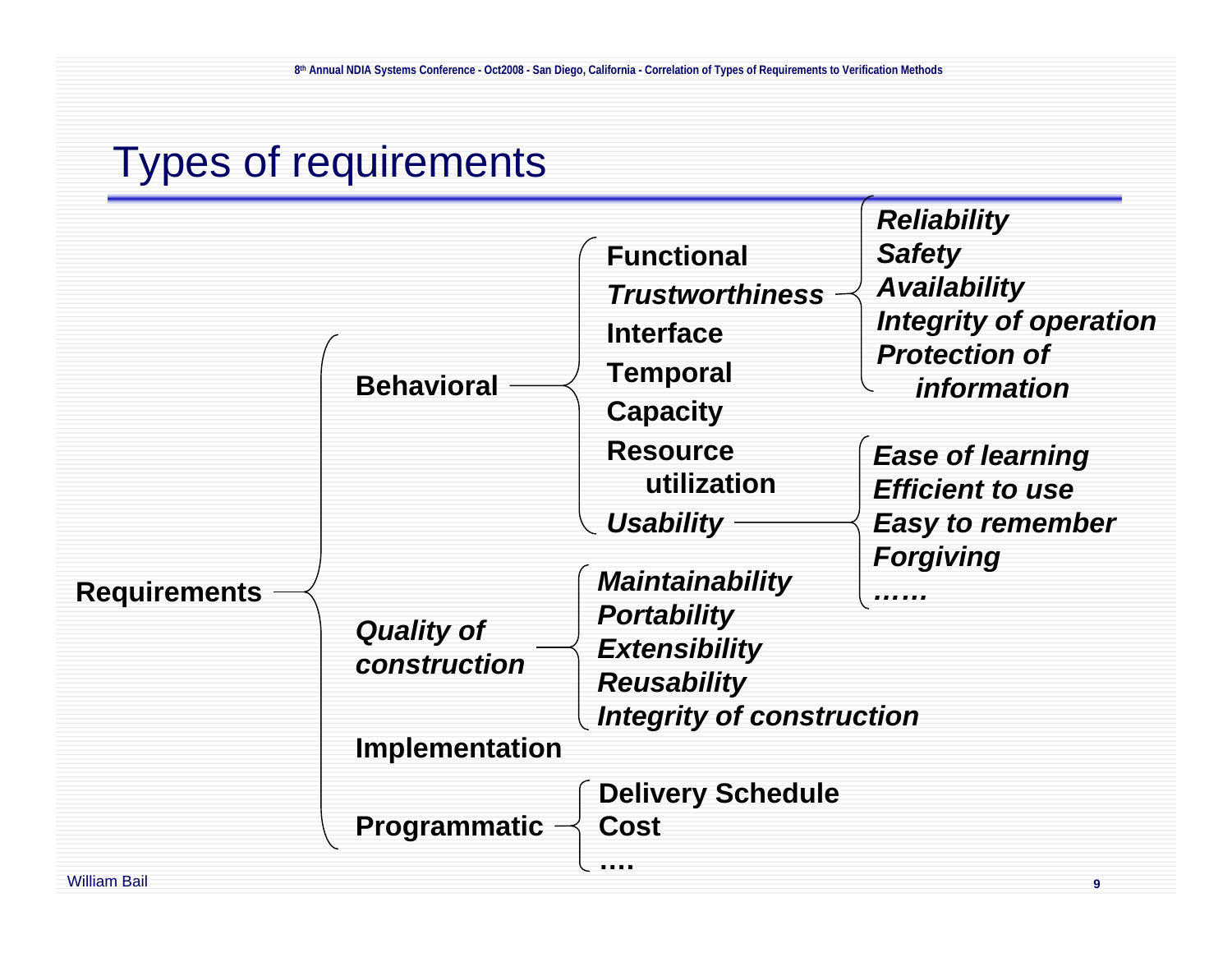# Types of requirements

- **Requirements**
  - **Behavioral**
    - **Functional**
    - ***Trustworthiness***
      - ***Reliability***
      - ***Safety***
      - ***Availability***
      - ***Integrity of operation***
      - ***Protection of information***
    - **Interface**
    - **Temporal**
    - **Capacity**
    - **Resource utilization**
    - ***Usability***
      - ***Ease of learning***
      - ***Efficient to use***
      - ***Easy to remember***
      - ***Forgiving***
      - ***……***
  - ***Quality of construction***
    - ***Maintainability***
    - ***Portability***
    - ***Extensibility***
    - ***Reusability***
    - ***Integrity of construction***
  - **Implementation**
  - **Programmatic**
    - **Delivery Schedule**
    - **Cost**
    - **….**

William Bail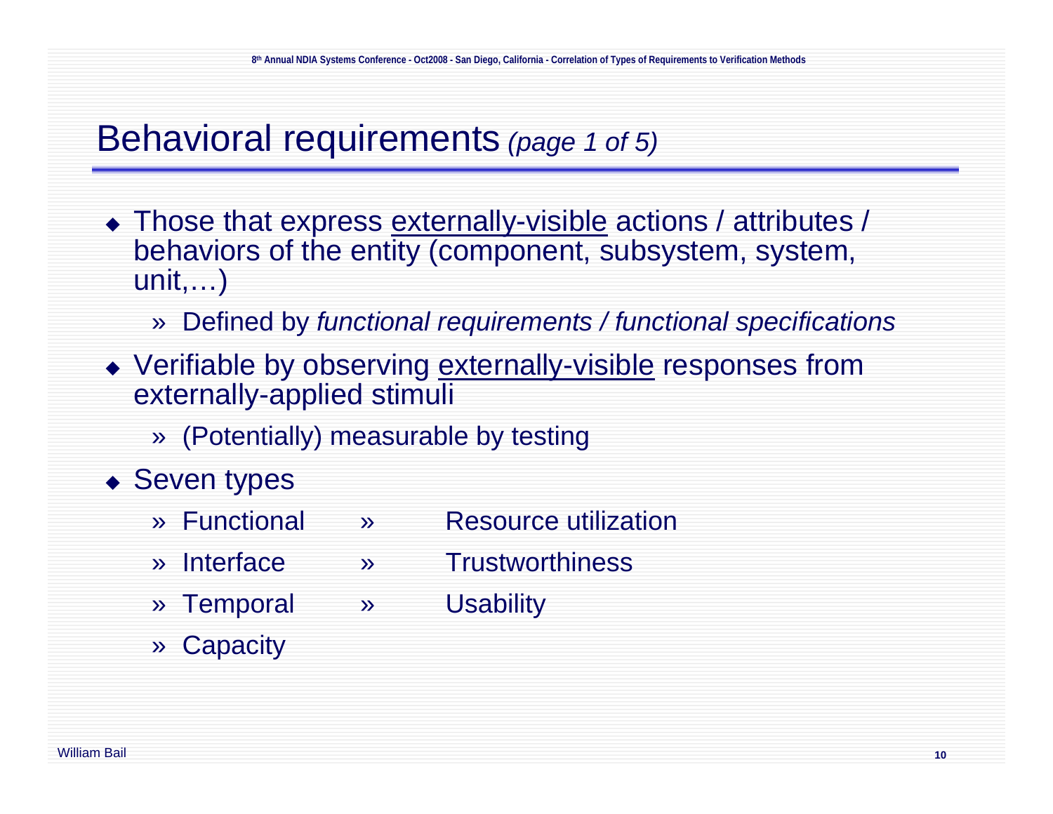# Behavioral requirements *(page 1 of 5)*

- Those that express externally-visible actions / attributes / behaviors of the entity (component, subsystem, system, unit,…)
  - Defined by *functional requirements / functional specifications*
- Verifiable by observing externally-visible responses from externally-applied stimuli
  - (Potentially) measurable by testing
- Seven types
  - Functional
  - Interface
  - Temporal
  - Capacity
  - Resource utilization
  - Trustworthiness
  - Usability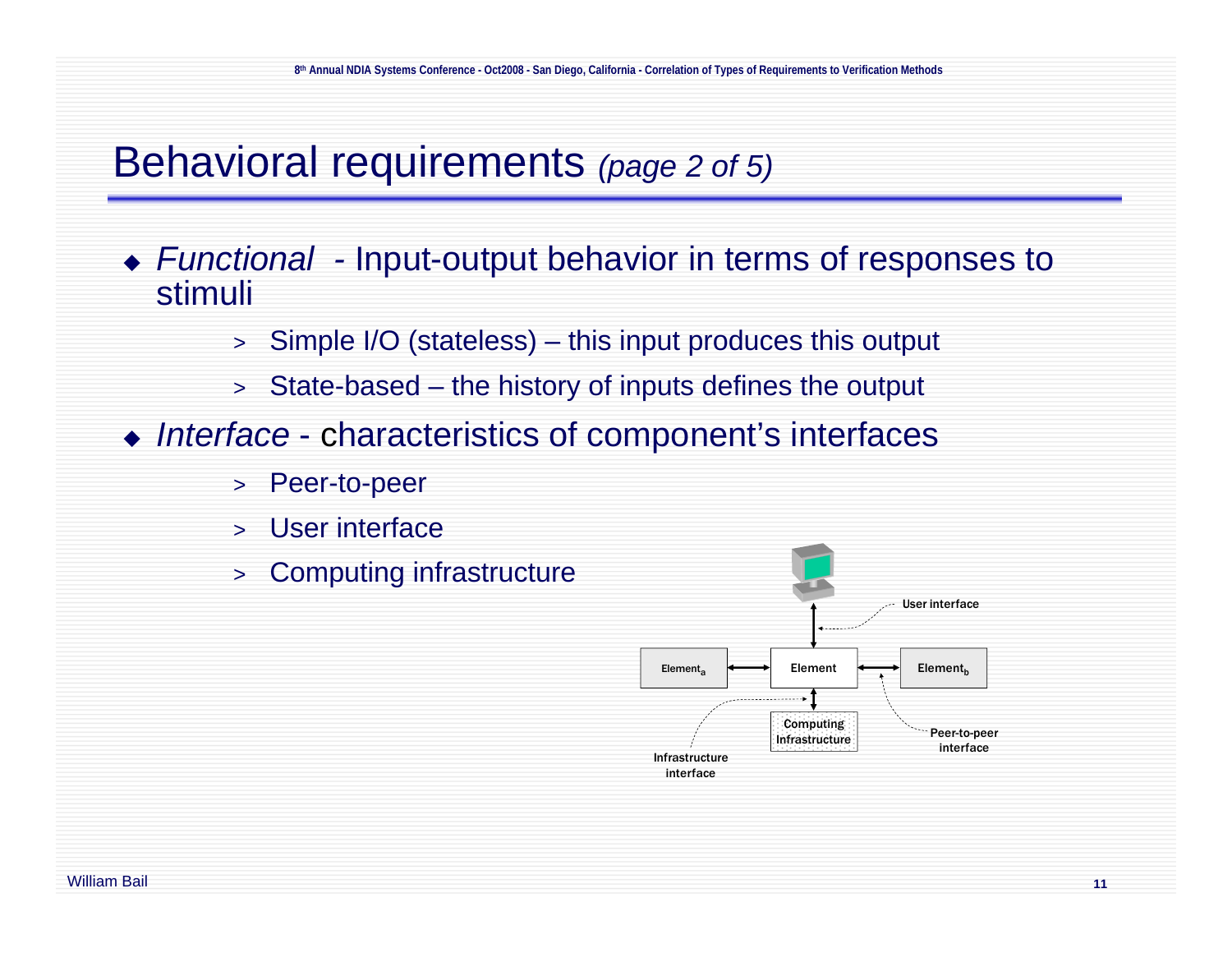# Behavioral requirements *(page 2 of 5)*

- *Functional* - Input-output behavior in terms of responses to stimuli
  - Simple I/O (stateless) – this input produces this output
  - State-based – the history of inputs defines the output
- *Interface* - characteristics of component's interfaces
  - Peer-to-peer
  - User interface
  - Computing infrastructure

User interface

$Element_a$ — Element — $Element_b$

Computing Infrastructure

Infrastructure interface

Peer-to-peer interface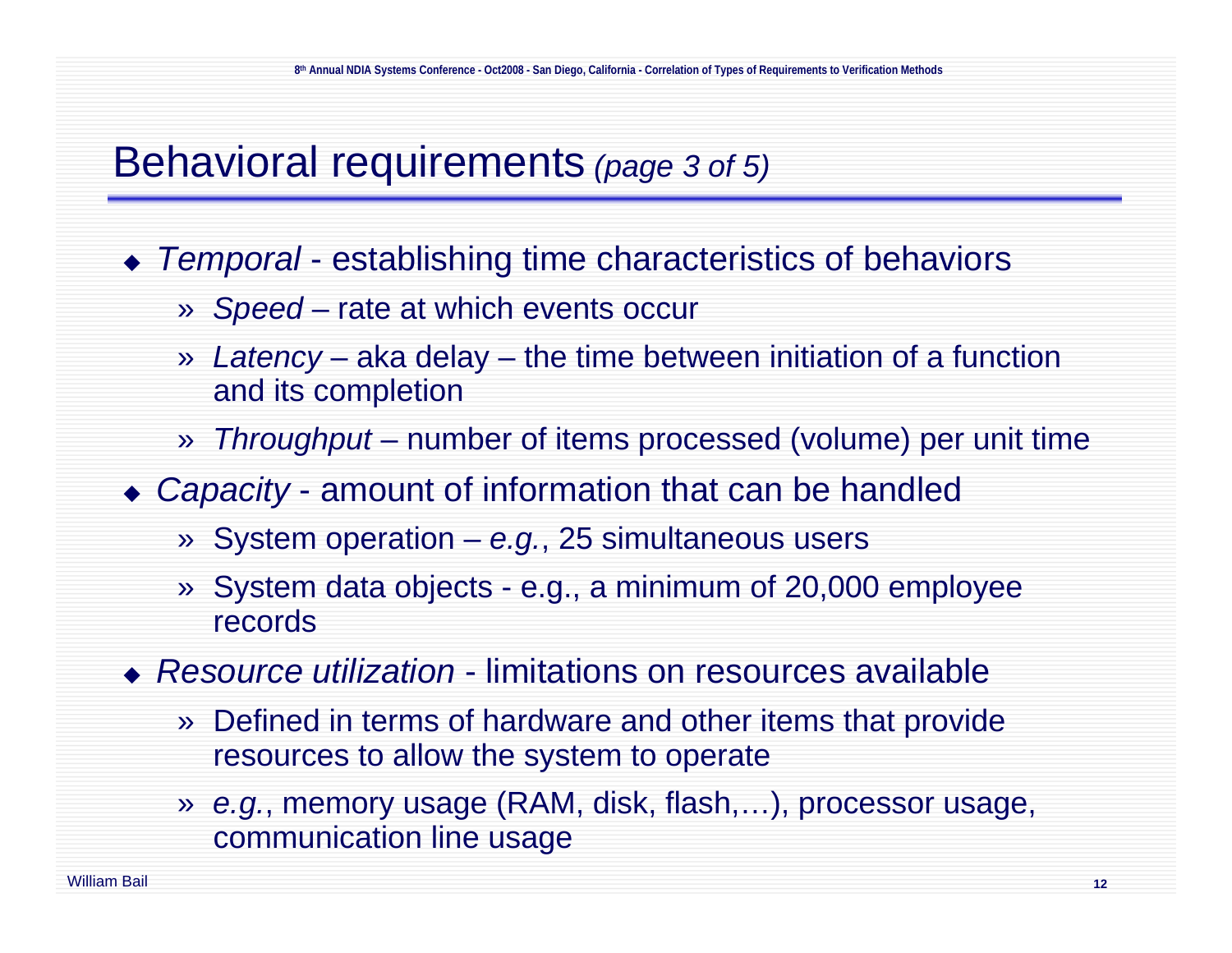# Behavioral requirements *(page 3 of 5)*

- *Temporal* - establishing time characteristics of behaviors
  - *Speed* – rate at which events occur
  - *Latency* – aka delay – the time between initiation of a function and its completion
  - *Throughput* – number of items processed (volume) per unit time
- *Capacity* - amount of information that can be handled
  - System operation – *e.g.*, 25 simultaneous users
  - System data objects - e.g., a minimum of 20,000 employee records
- *Resource utilization* - limitations on resources available
  - Defined in terms of hardware and other items that provide resources to allow the system to operate
  - *e.g.*, memory usage (RAM, disk, flash,…), processor usage, communication line usage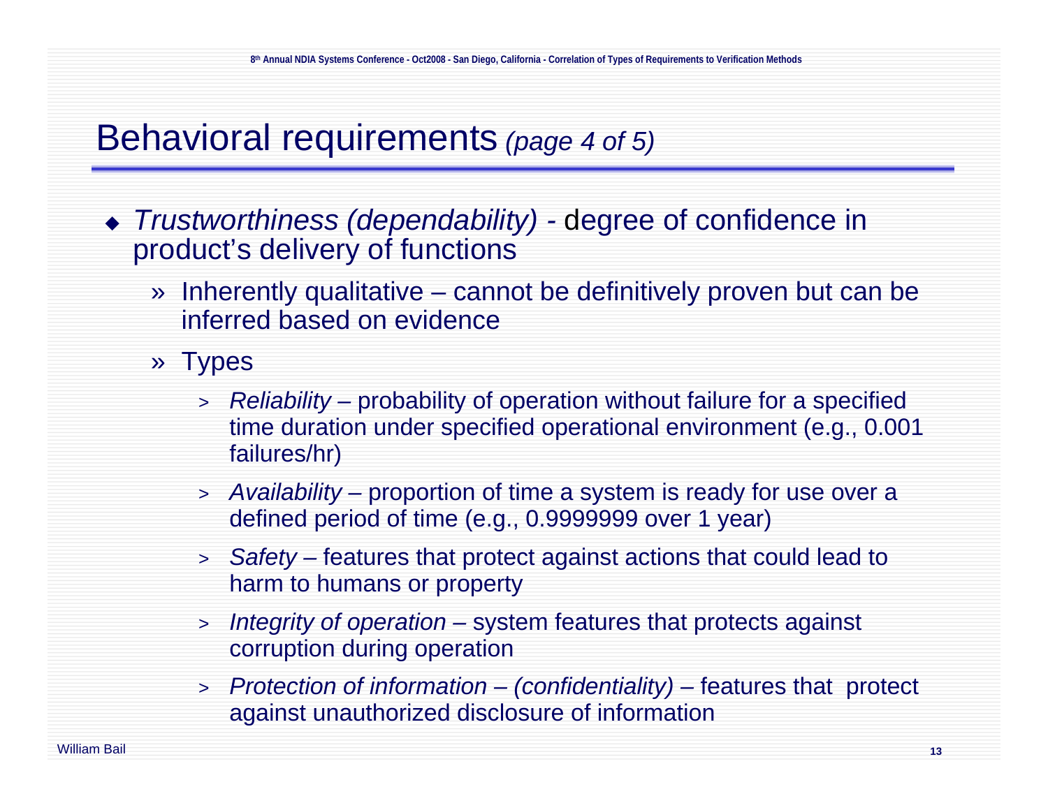# Behavioral requirements *(page 4 of 5)*

- *Trustworthiness (dependability)* - degree of confidence in product's delivery of functions
  - Inherently qualitative – cannot be definitively proven but can be inferred based on evidence
  - Types
    - *Reliability* – probability of operation without failure for a specified time duration under specified operational environment (e.g., 0.001 failures/hr)
    - *Availability* – proportion of time a system is ready for use over a defined period of time (e.g., 0.9999999 over 1 year)
    - *Safety* – features that protect against actions that could lead to harm to humans or property
    - *Integrity of operation* – system features that protects against corruption during operation
    - *Protection of information – (confidentiality)* – features that protect against unauthorized disclosure of information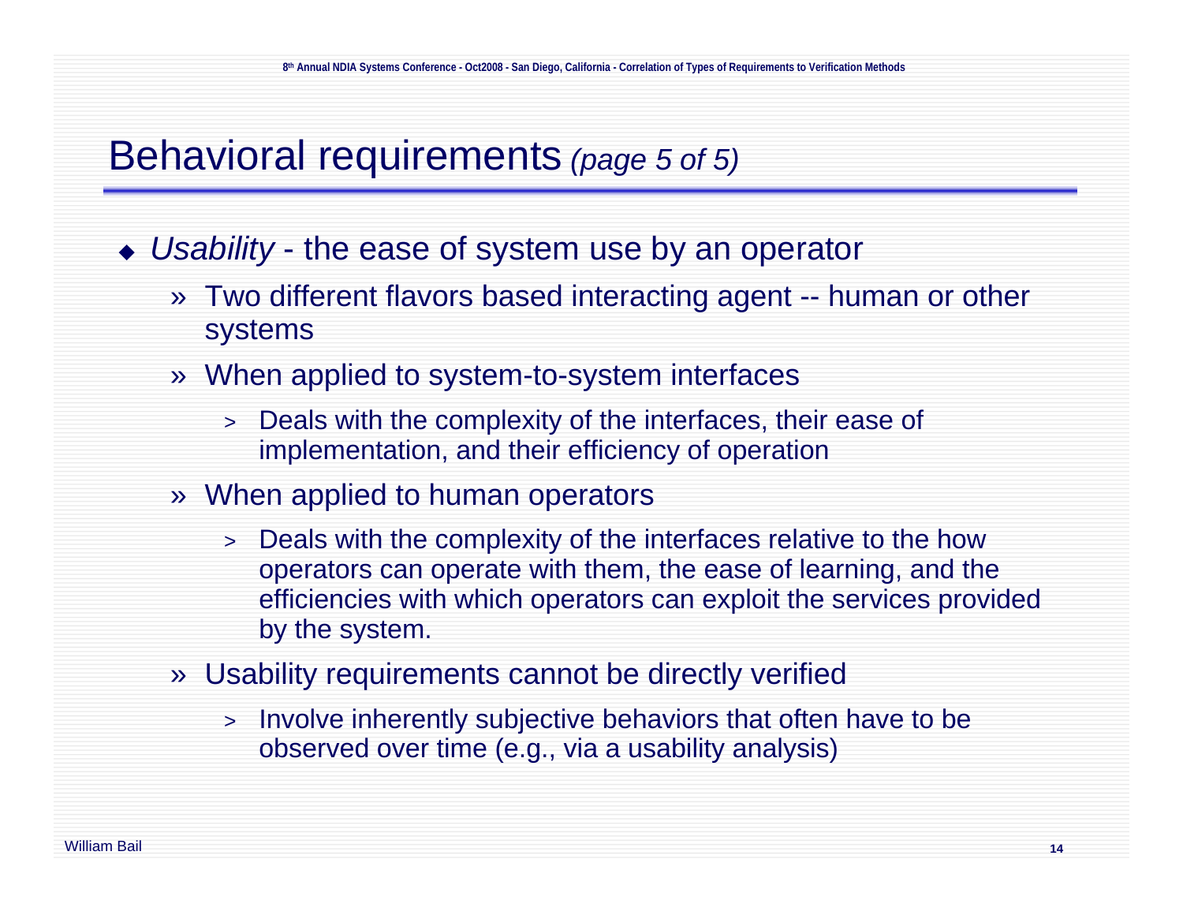# Behavioral requirements *(page 5 of 5)*

- *Usability* - the ease of system use by an operator
  - Two different flavors based interacting agent -- human or other systems
  - When applied to system-to-system interfaces
    - Deals with the complexity of the interfaces, their ease of implementation, and their efficiency of operation
  - When applied to human operators
    - Deals with the complexity of the interfaces relative to the how operators can operate with them, the ease of learning, and the efficiencies with which operators can exploit the services provided by the system.
  - Usability requirements cannot be directly verified
    - Involve inherently subjective behaviors that often have to be observed over time (e.g., via a usability analysis)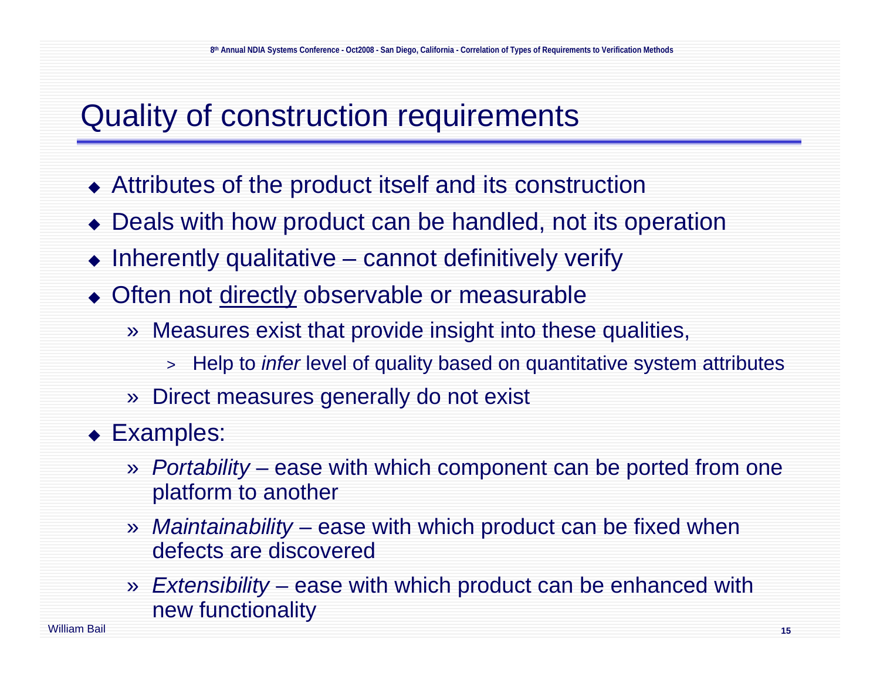# Quality of construction requirements

- Attributes of the product itself and its construction
- Deals with how product can be handled, not its operation
- Inherently qualitative – cannot definitively verify
- Often not directly observable or measurable
  - Measures exist that provide insight into these qualities,
    - Help to *infer* level of quality based on quantitative system attributes
  - Direct measures generally do not exist
- Examples:
  - *Portability* – ease with which component can be ported from one platform to another
  - *Maintainability* – ease with which product can be fixed when defects are discovered
  - *Extensibility* – ease with which product can be enhanced with new functionality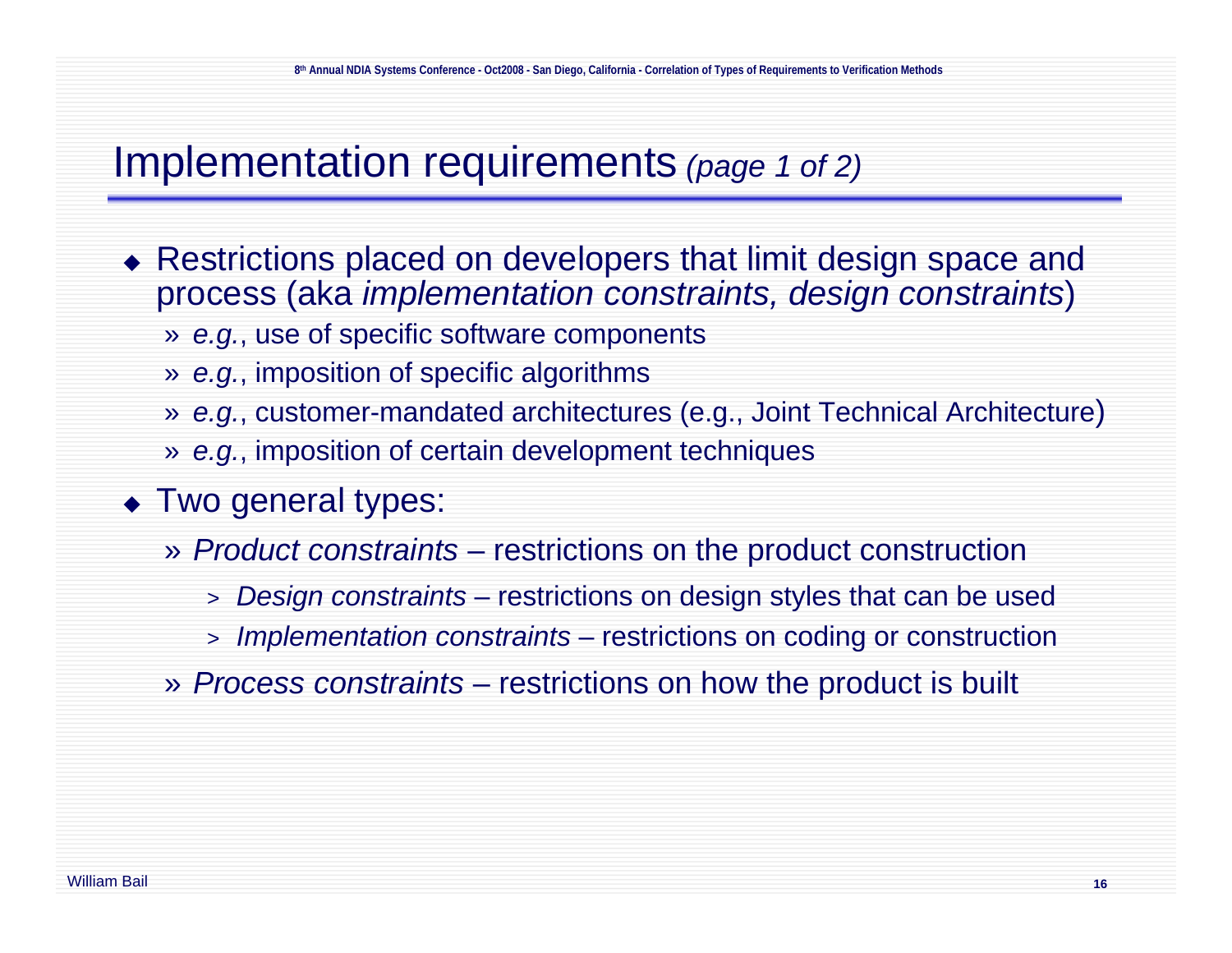# Implementation requirements *(page 1 of 2)*

- Restrictions placed on developers that limit design space and process (aka *implementation constraints, design constraints*)
  - » *e.g.*, use of specific software components
  - » *e.g.*, imposition of specific algorithms
  - » *e.g.*, customer-mandated architectures (e.g., Joint Technical Architecture)
  - » *e.g.*, imposition of certain development techniques
- Two general types:
  - » *Product constraints* – restrictions on the product construction
    - > *Design constraints* – restrictions on design styles that can be used
    - > *Implementation constraints* – restrictions on coding or construction
  - » *Process constraints* – restrictions on how the product is built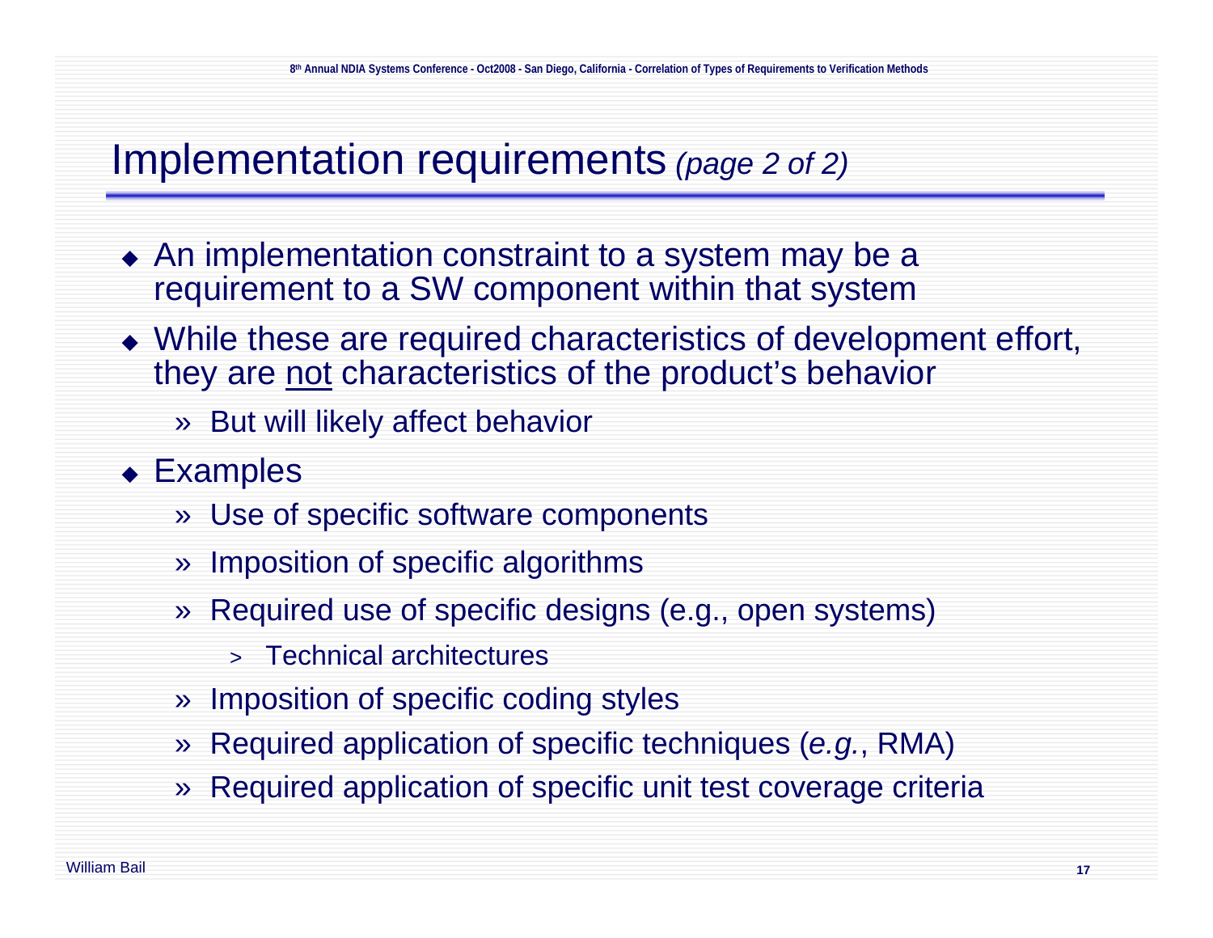# Implementation requirements *(page 2 of 2)*

- An implementation constraint to a system may be a requirement to a SW component within that system
- While these are required characteristics of development effort, they are <u>not</u> characteristics of the product's behavior
  - But will likely affect behavior
- Examples
  - Use of specific software components
  - Imposition of specific algorithms
  - Required use of specific designs (e.g., open systems)
    - Technical architectures
  - Imposition of specific coding styles
  - Required application of specific techniques (*e.g.*, RMA)
  - Required application of specific unit test coverage criteria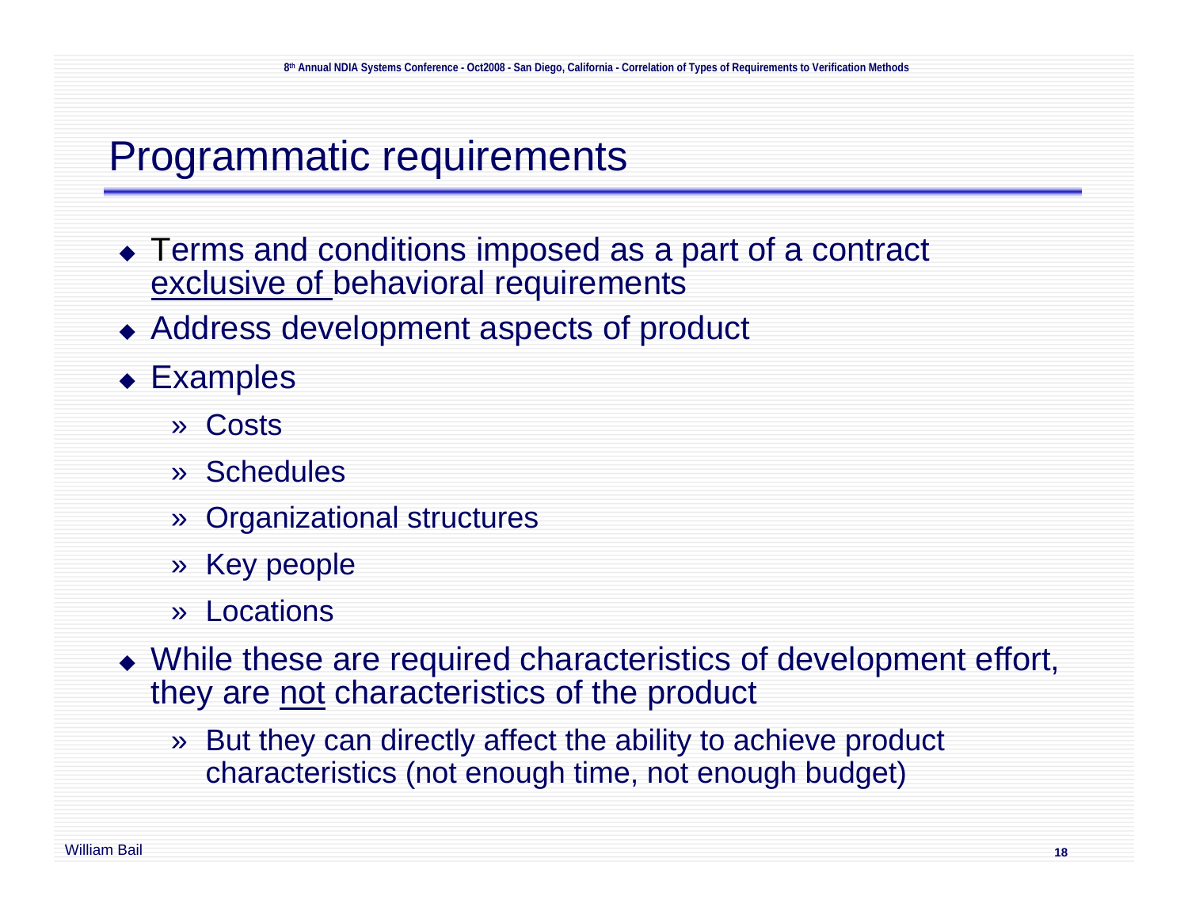# Programmatic requirements

- Terms and conditions imposed as a part of a contract exclusive of behavioral requirements
- Address development aspects of product
- Examples
  - Costs
  - Schedules
  - Organizational structures
  - Key people
  - Locations
- While these are required characteristics of development effort, they are not characteristics of the product
  - But they can directly affect the ability to achieve product characteristics (not enough time, not enough budget)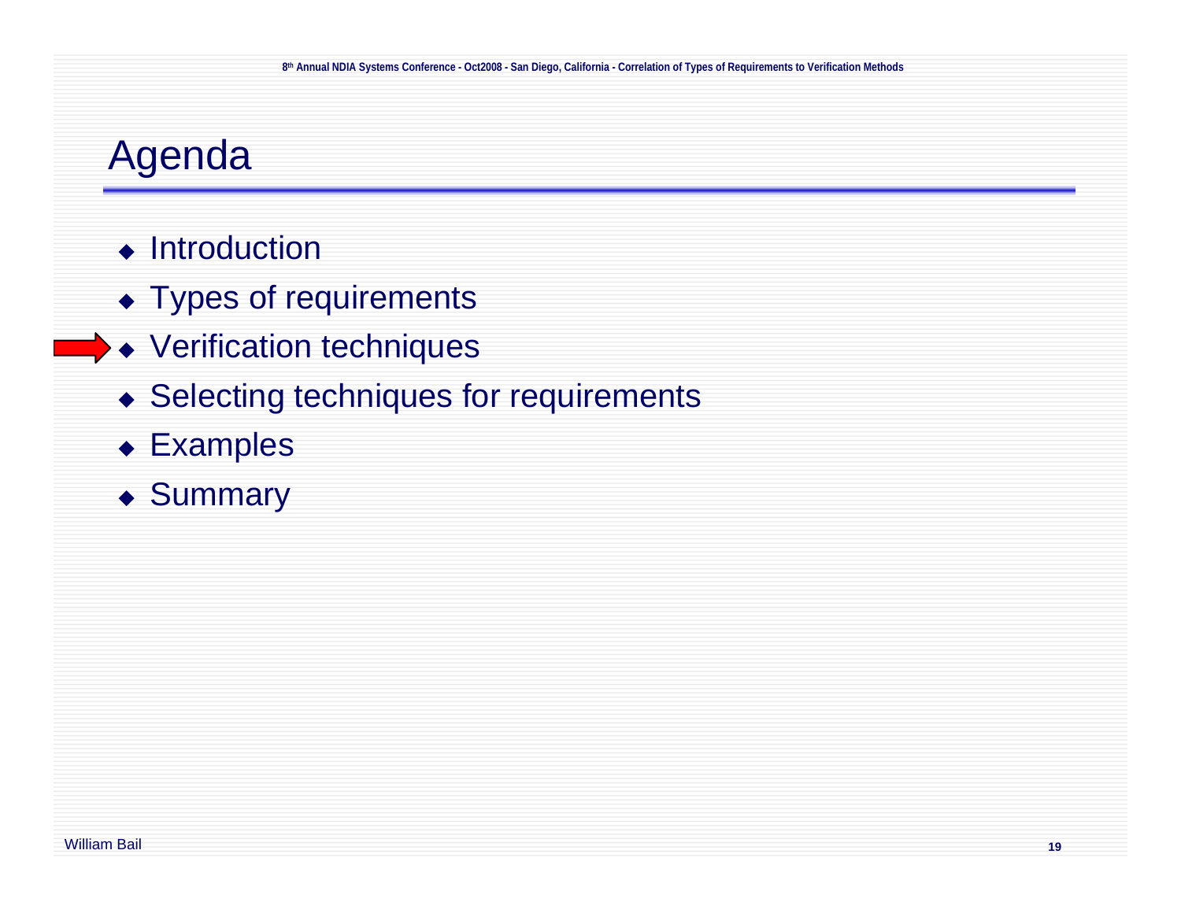# Agenda

- Introduction
- Types of requirements
- Verification techniques
- Selecting techniques for requirements
- Examples
- Summary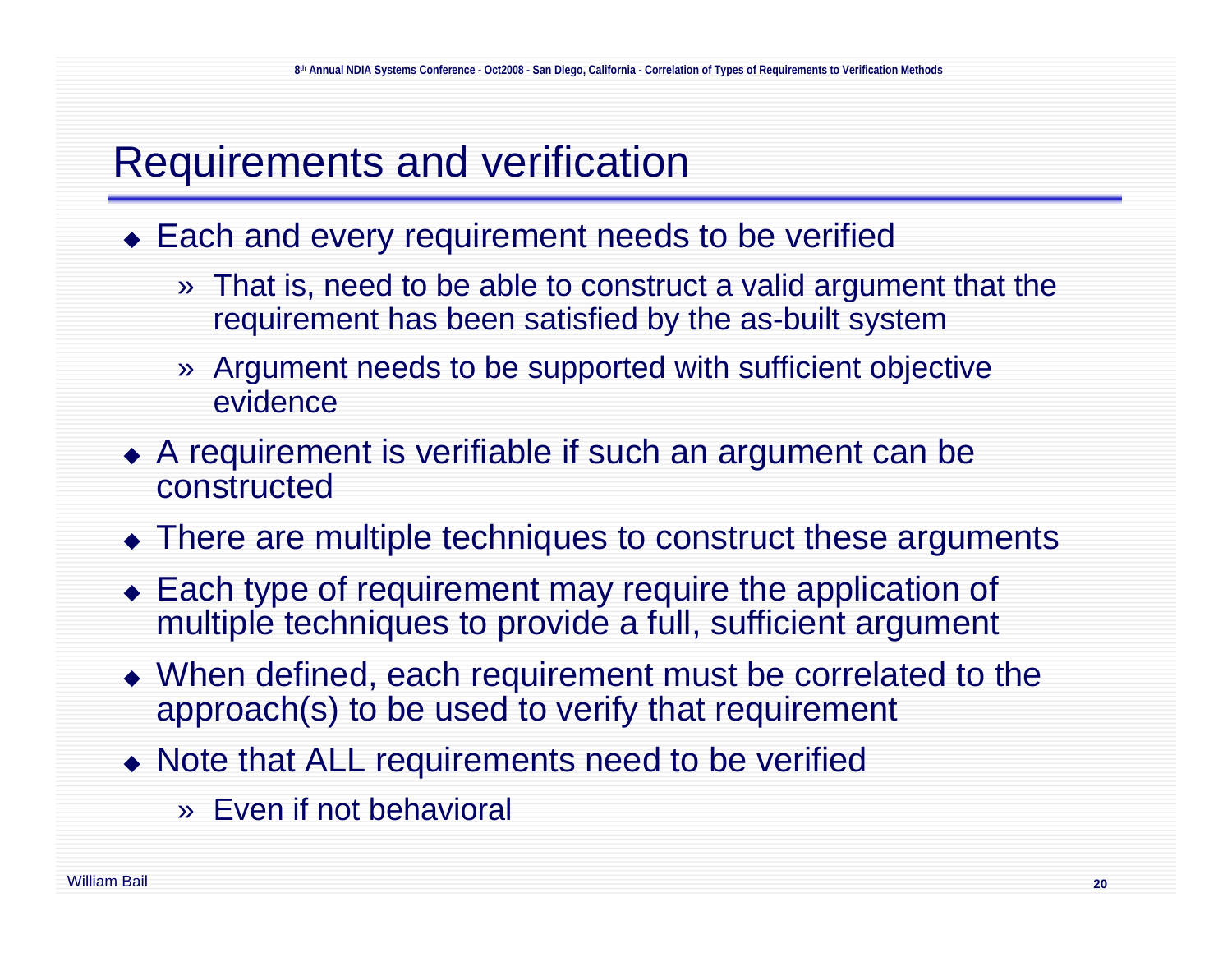# Requirements and verification

- Each and every requirement needs to be verified
  - That is, need to be able to construct a valid argument that the requirement has been satisfied by the as-built system
  - Argument needs to be supported with sufficient objective evidence
- A requirement is verifiable if such an argument can be constructed
- There are multiple techniques to construct these arguments
- Each type of requirement may require the application of multiple techniques to provide a full, sufficient argument
- When defined, each requirement must be correlated to the approach(s) to be used to verify that requirement
- Note that ALL requirements need to be verified
  - Even if not behavioral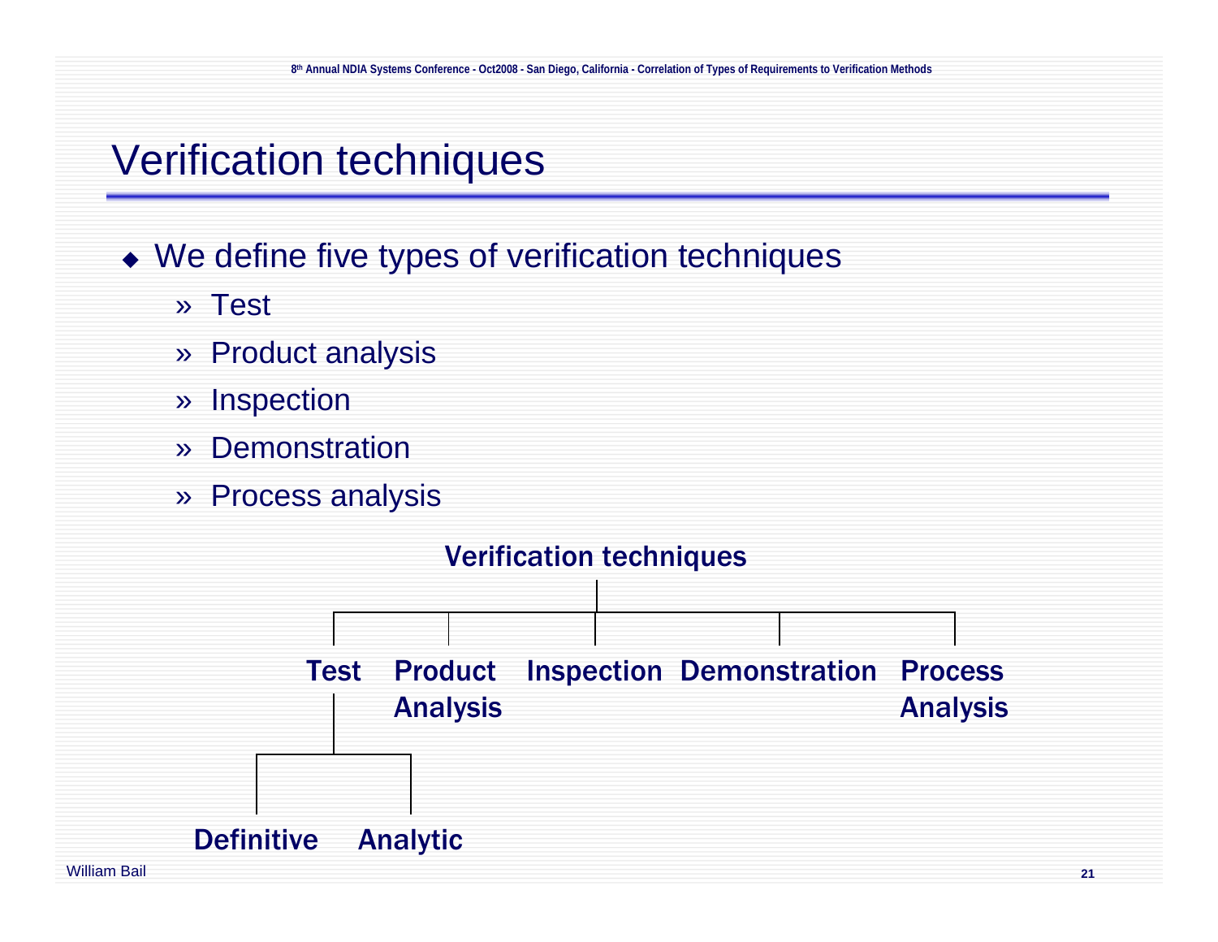# Verification techniques

- We define five types of verification techniques
  - » Test
  - » Product analysis
  - » Inspection
  - » Demonstration
  - » Process analysis

**Verification techniques**

- **Test**
  - **Definitive**
  - **Analytic**
- **Product Analysis**
- **Inspection**
- **Demonstration**
- **Process Analysis**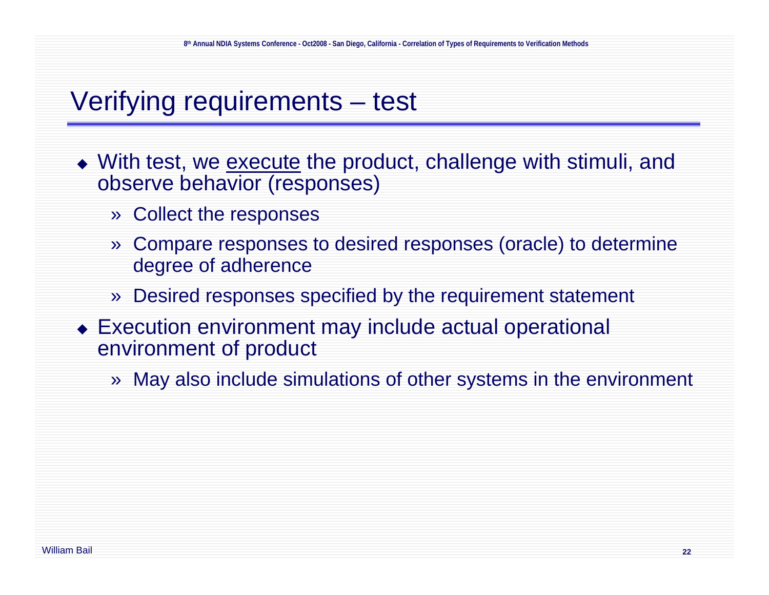# Verifying requirements – test

- With test, we <u>execute</u> the product, challenge with stimuli, and observe behavior (responses)
  - » Collect the responses
  - » Compare responses to desired responses (oracle) to determine degree of adherence
  - » Desired responses specified by the requirement statement
- Execution environment may include actual operational environment of product
  - » May also include simulations of other systems in the environment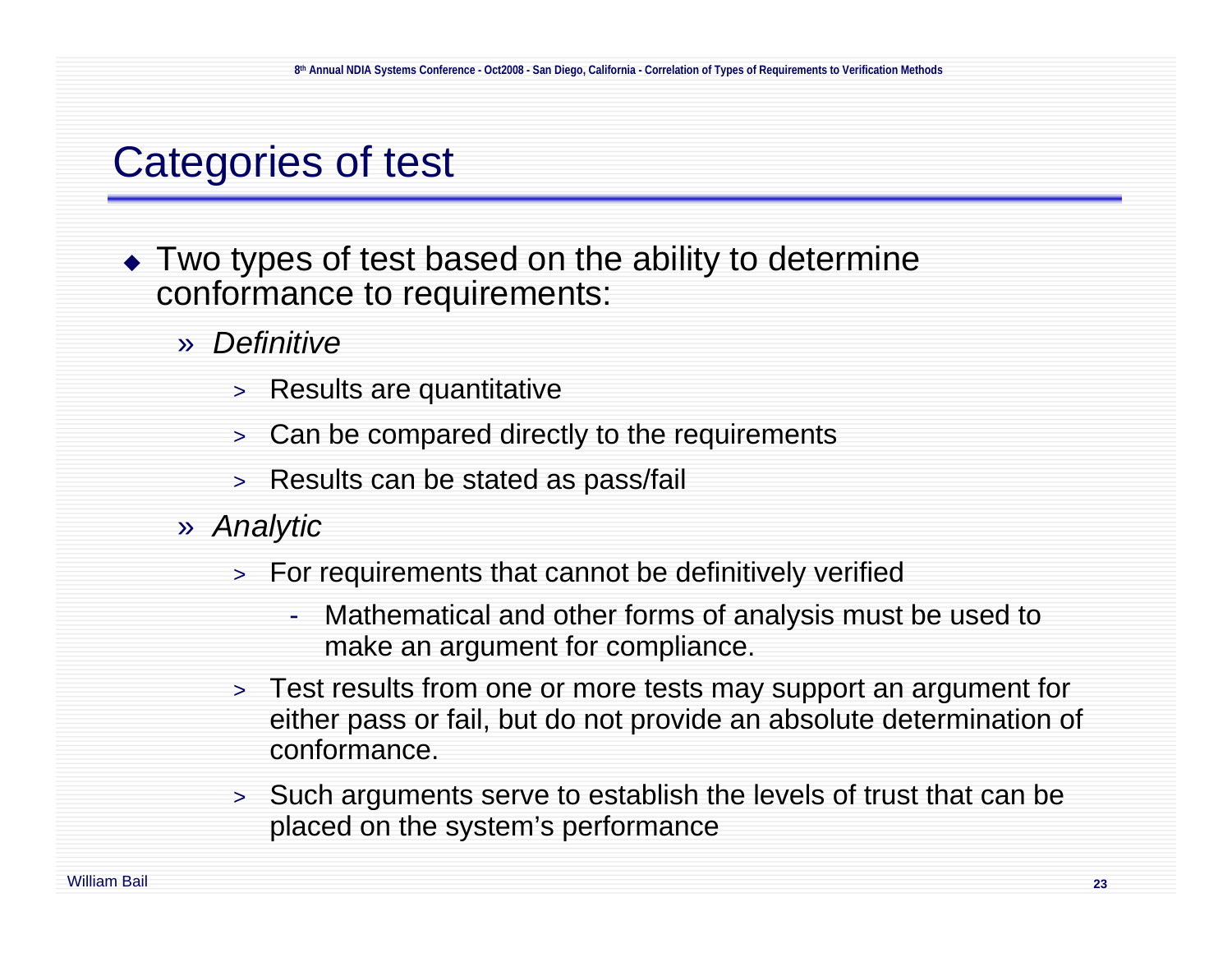# Categories of test

- Two types of test based on the ability to determine conformance to requirements:
  - *Definitive*
    - Results are quantitative
    - Can be compared directly to the requirements
    - Results can be stated as pass/fail
  - *Analytic*
    - For requirements that cannot be definitively verified
      - Mathematical and other forms of analysis must be used to make an argument for compliance.
    - Test results from one or more tests may support an argument for either pass or fail, but do not provide an absolute determination of conformance.
    - Such arguments serve to establish the levels of trust that can be placed on the system's performance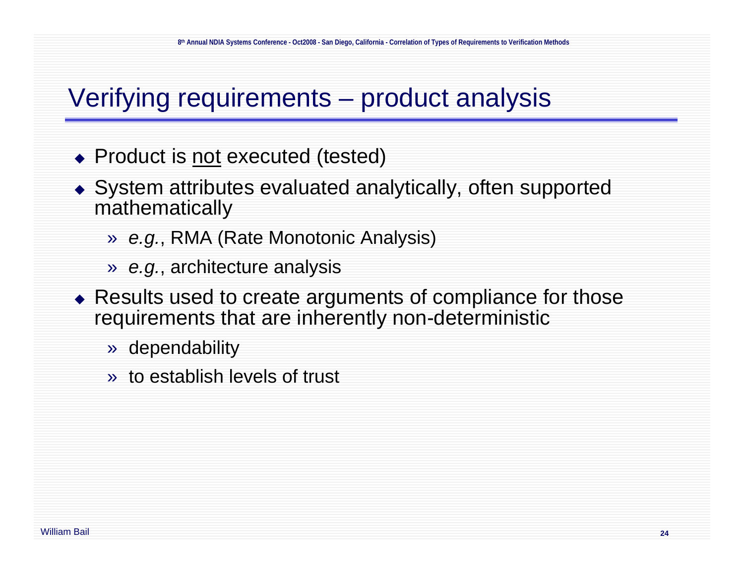# Verifying requirements – product analysis

- Product is <u>not</u> executed (tested)
- System attributes evaluated analytically, often supported mathematically
  - » *e.g.*, RMA (Rate Monotonic Analysis)
  - » *e.g.*, architecture analysis
- Results used to create arguments of compliance for those requirements that are inherently non-deterministic
  - » dependability
  - » to establish levels of trust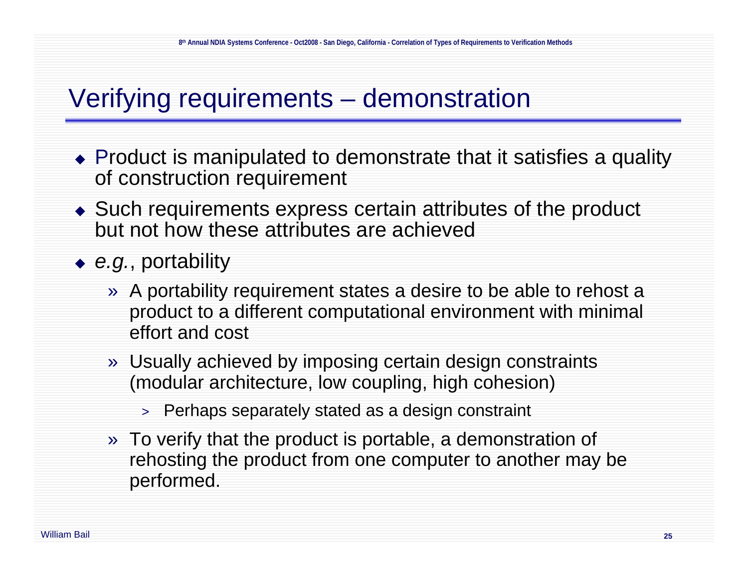# Verifying requirements – demonstration

- Product is manipulated to demonstrate that it satisfies a quality of construction requirement
- Such requirements express certain attributes of the product but not how these attributes are achieved
- *e.g.*, portability
  - A portability requirement states a desire to be able to rehost a product to a different computational environment with minimal effort and cost
  - Usually achieved by imposing certain design constraints (modular architecture, low coupling, high cohesion)
    - Perhaps separately stated as a design constraint
  - To verify that the product is portable, a demonstration of rehosting the product from one computer to another may be performed.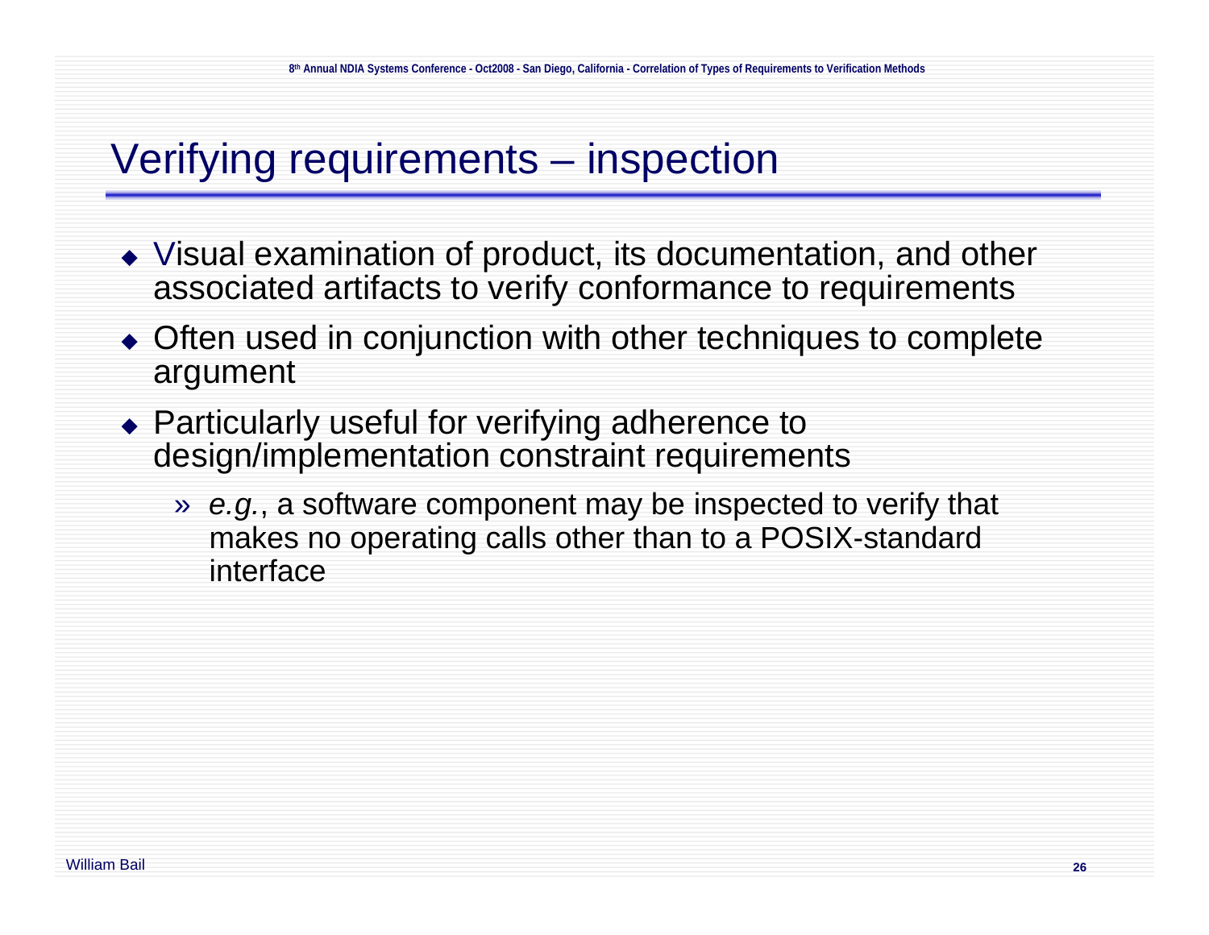# Verifying requirements – inspection

- Visual examination of product, its documentation, and other associated artifacts to verify conformance to requirements
- Often used in conjunction with other techniques to complete argument
- Particularly useful for verifying adherence to design/implementation constraint requirements
  - *e.g.*, a software component may be inspected to verify that makes no operating calls other than to a POSIX-standard interface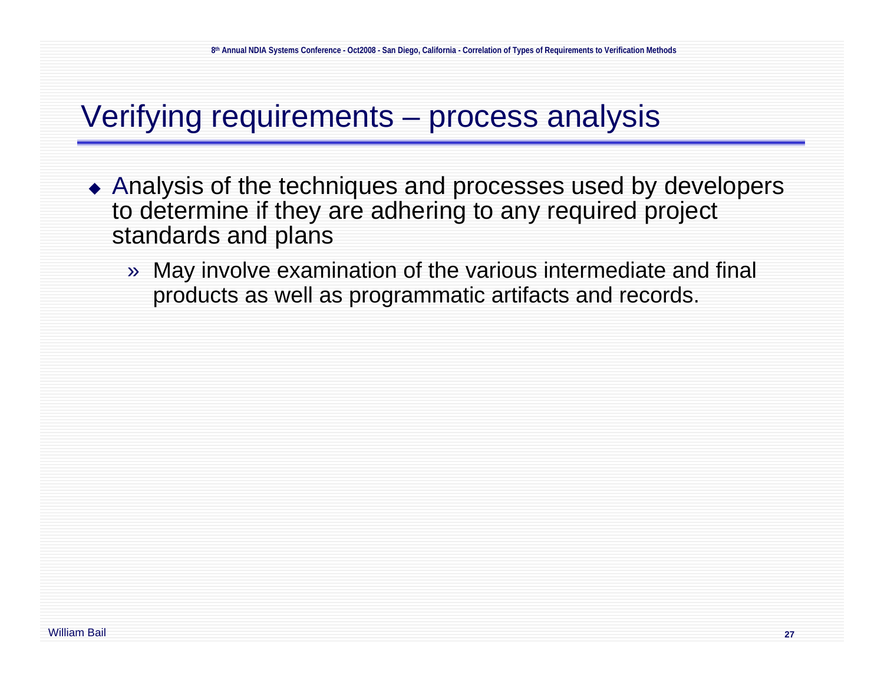# Verifying requirements – process analysis

- Analysis of the techniques and processes used by developers to determine if they are adhering to any required project standards and plans
  - May involve examination of the various intermediate and final products as well as programmatic artifacts and records.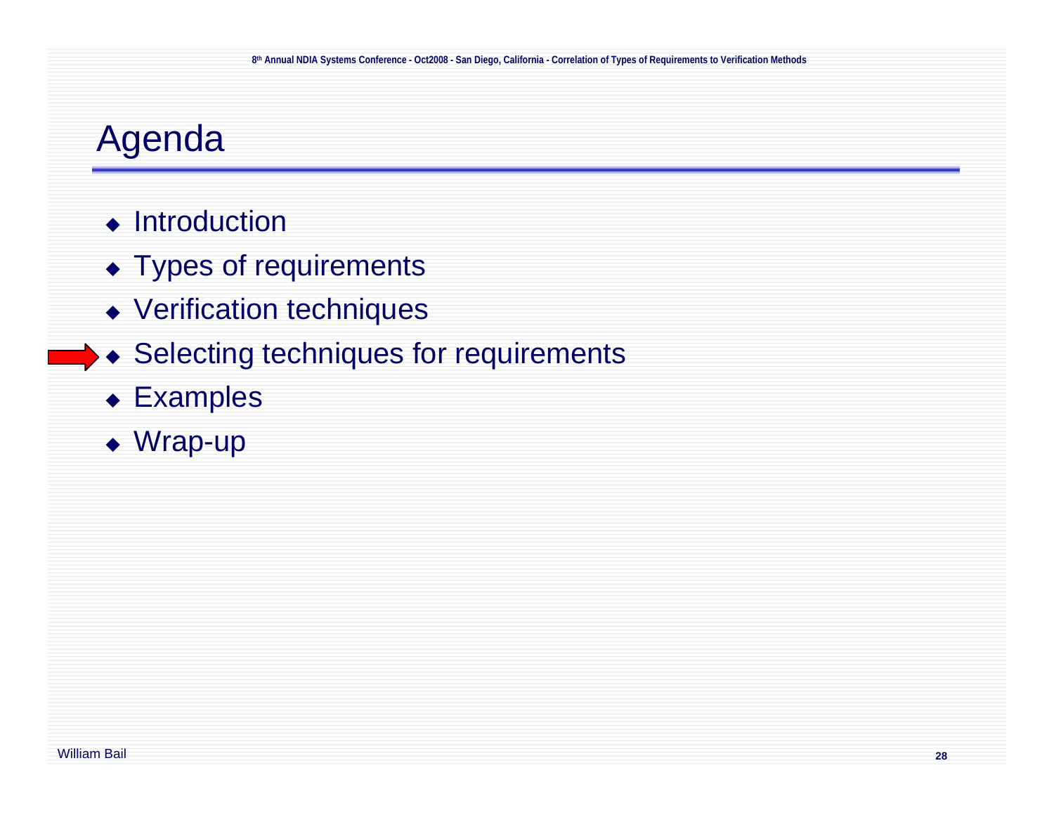# Agenda

- Introduction
- Types of requirements
- Verification techniques
- Selecting techniques for requirements
- Examples
- Wrap-up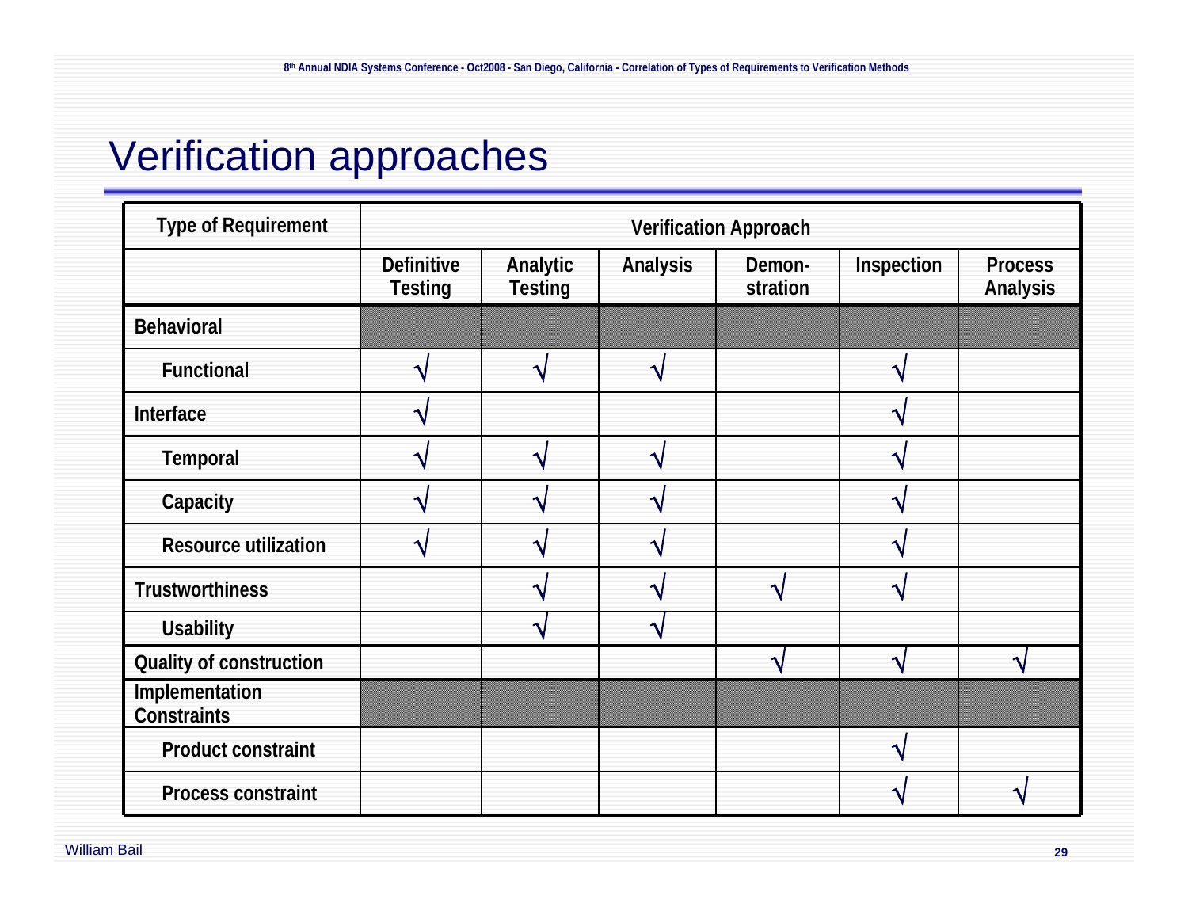# Verification approaches

| Type of Requirement | Verification Approach | | | | | |
|---|---|---|---|---|---|---|
| | Definitive Testing | Analytic Testing | Analysis | Demon-stration | Inspection | Process Analysis |
| Behavioral | | | | | | |
| Functional | √ | √ | √ | | √ | |
| Interface | √ | | | | √ | |
| Temporal | √ | √ | √ | | √ | |
| Capacity | √ | √ | √ | | √ | |
| Resource utilization | √ | √ | √ | | √ | |
| Trustworthiness | | √ | √ | √ | √ | |
| Usability | | √ | √ | | | |
| Quality of construction | | | | √ | √ | √ |
| Implementation Constraints | | | | | | |
| Product constraint | | | | | √ | |
| Process constraint | | | | | √ | √ |

William Bail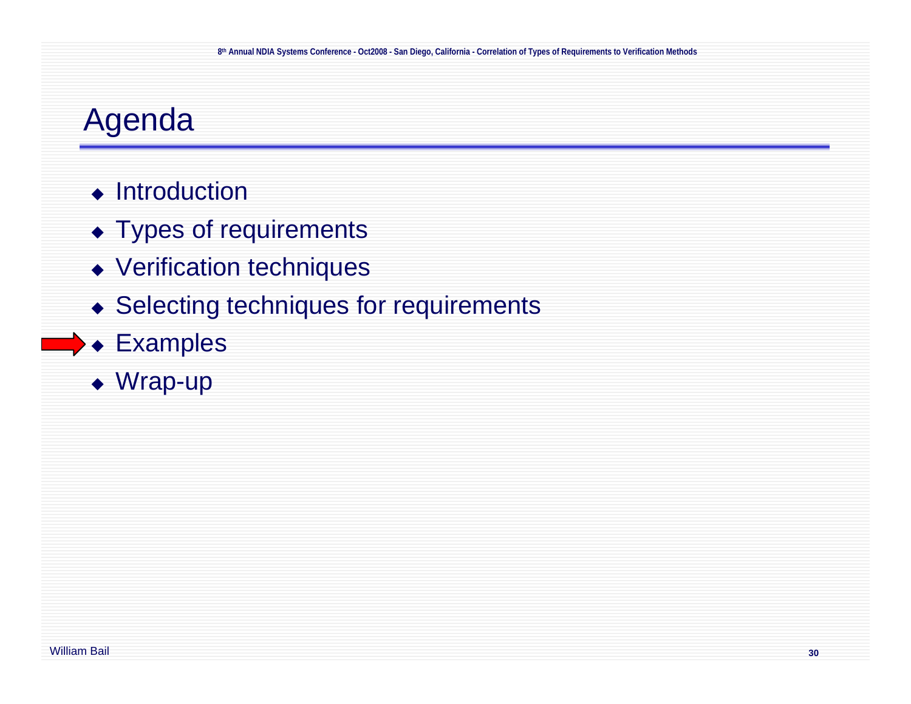# Agenda

- Introduction
- Types of requirements
- Verification techniques
- Selecting techniques for requirements
- Examples
- Wrap-up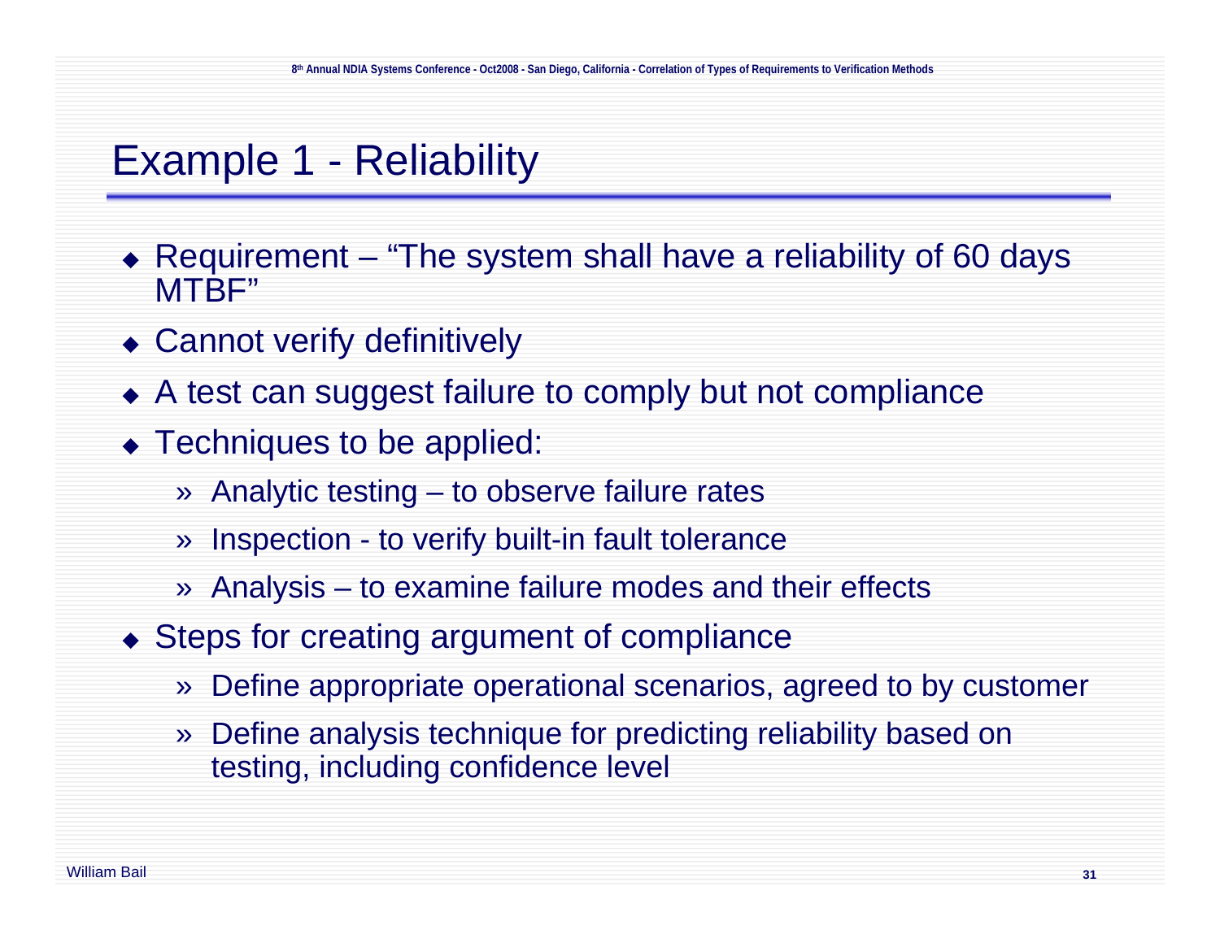# Example 1 - Reliability

- Requirement – "The system shall have a reliability of 60 days MTBF"
- Cannot verify definitively
- A test can suggest failure to comply but not compliance
- Techniques to be applied:
  - » Analytic testing – to observe failure rates
  - » Inspection - to verify built-in fault tolerance
  - » Analysis – to examine failure modes and their effects
- Steps for creating argument of compliance
  - » Define appropriate operational scenarios, agreed to by customer
  - » Define analysis technique for predicting reliability based on testing, including confidence level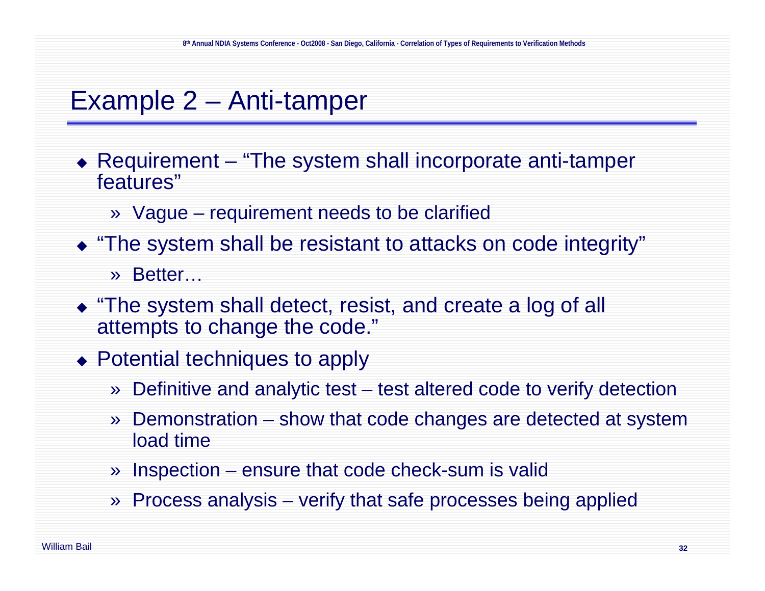# Example 2 – Anti-tamper

- Requirement – "The system shall incorporate anti-tamper features"
  - Vague – requirement needs to be clarified
- "The system shall be resistant to attacks on code integrity"
  - Better…
- "The system shall detect, resist, and create a log of all attempts to change the code."
- Potential techniques to apply
  - Definitive and analytic test – test altered code to verify detection
  - Demonstration – show that code changes are detected at system load time
  - Inspection – ensure that code check-sum is valid
  - Process analysis – verify that safe processes being applied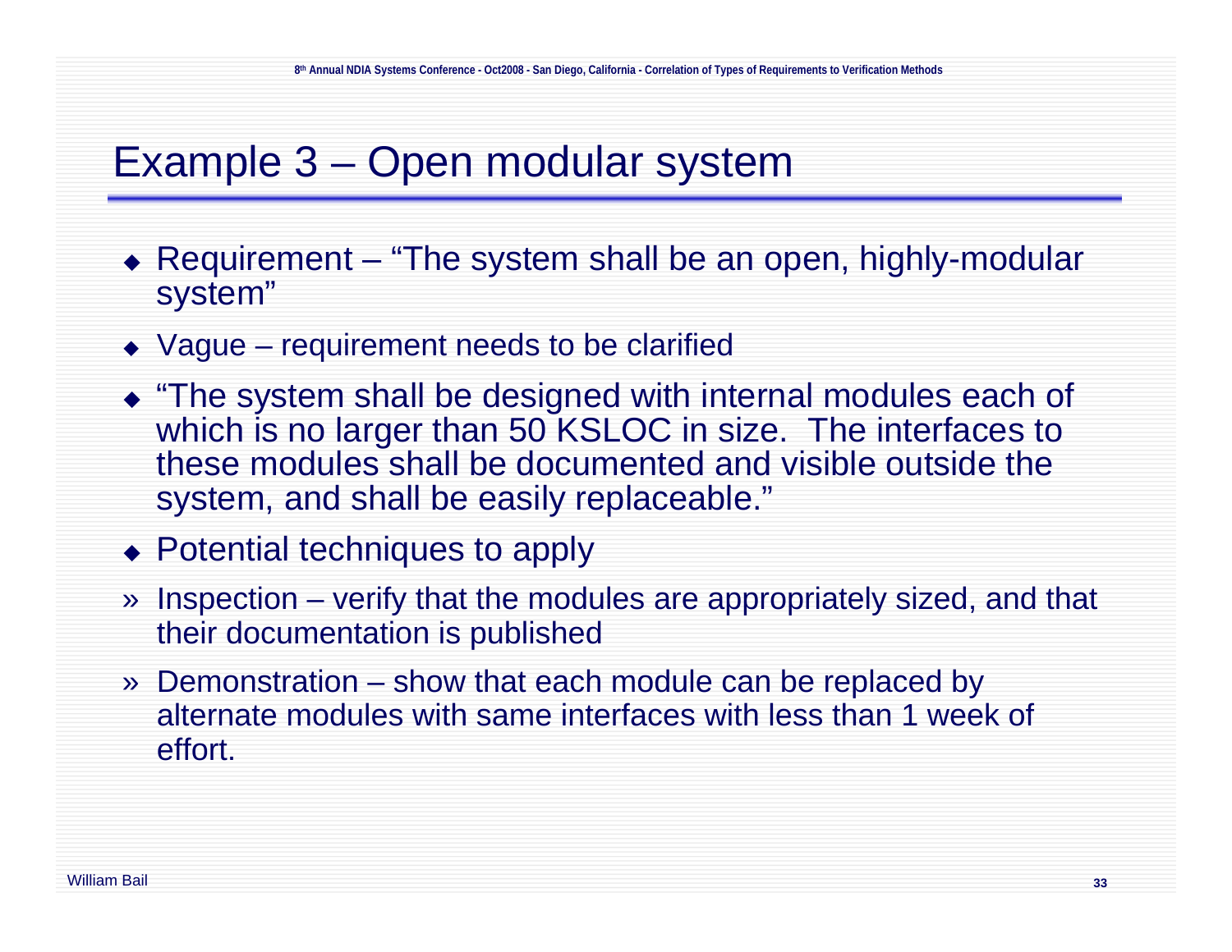# Example 3 – Open modular system

- Requirement – "The system shall be an open, highly-modular system"
- Vague – requirement needs to be clarified
- "The system shall be designed with internal modules each of which is no larger than 50 KSLOC in size. The interfaces to these modules shall be documented and visible outside the system, and shall be easily replaceable."
- Potential techniques to apply
  - Inspection – verify that the modules are appropriately sized, and that their documentation is published
  - Demonstration – show that each module can be replaced by alternate modules with same interfaces with less than 1 week of effort.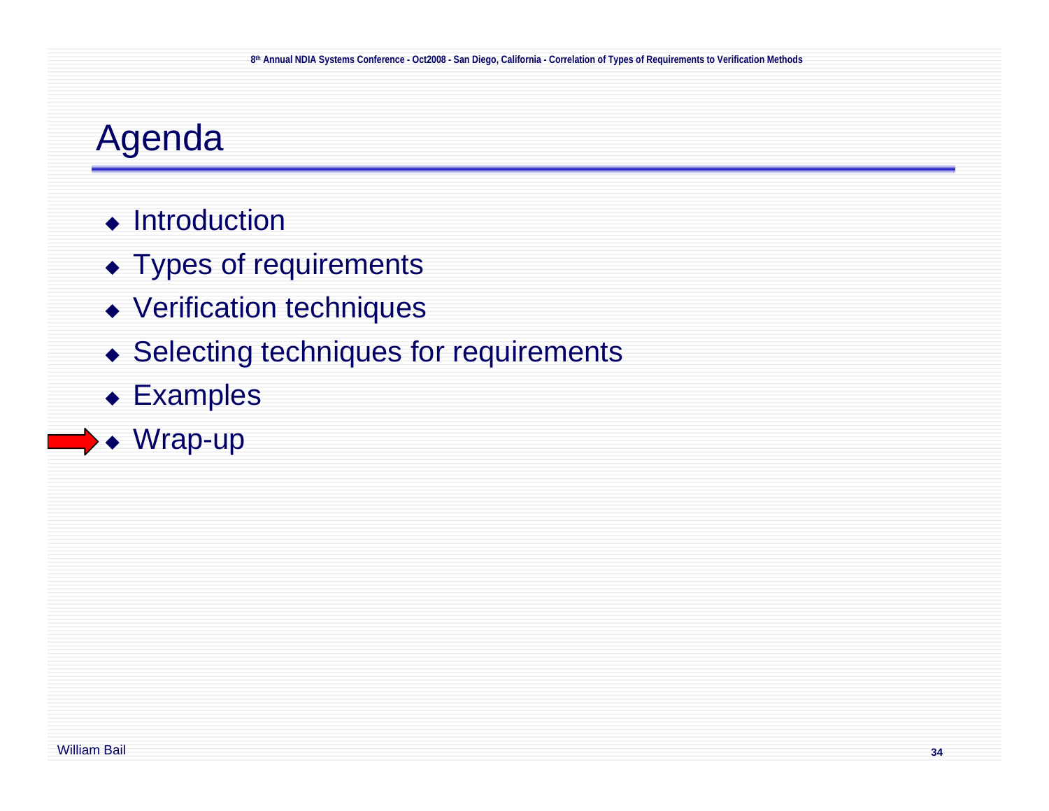# Agenda

- Introduction
- Types of requirements
- Verification techniques
- Selecting techniques for requirements
- Examples
- Wrap-up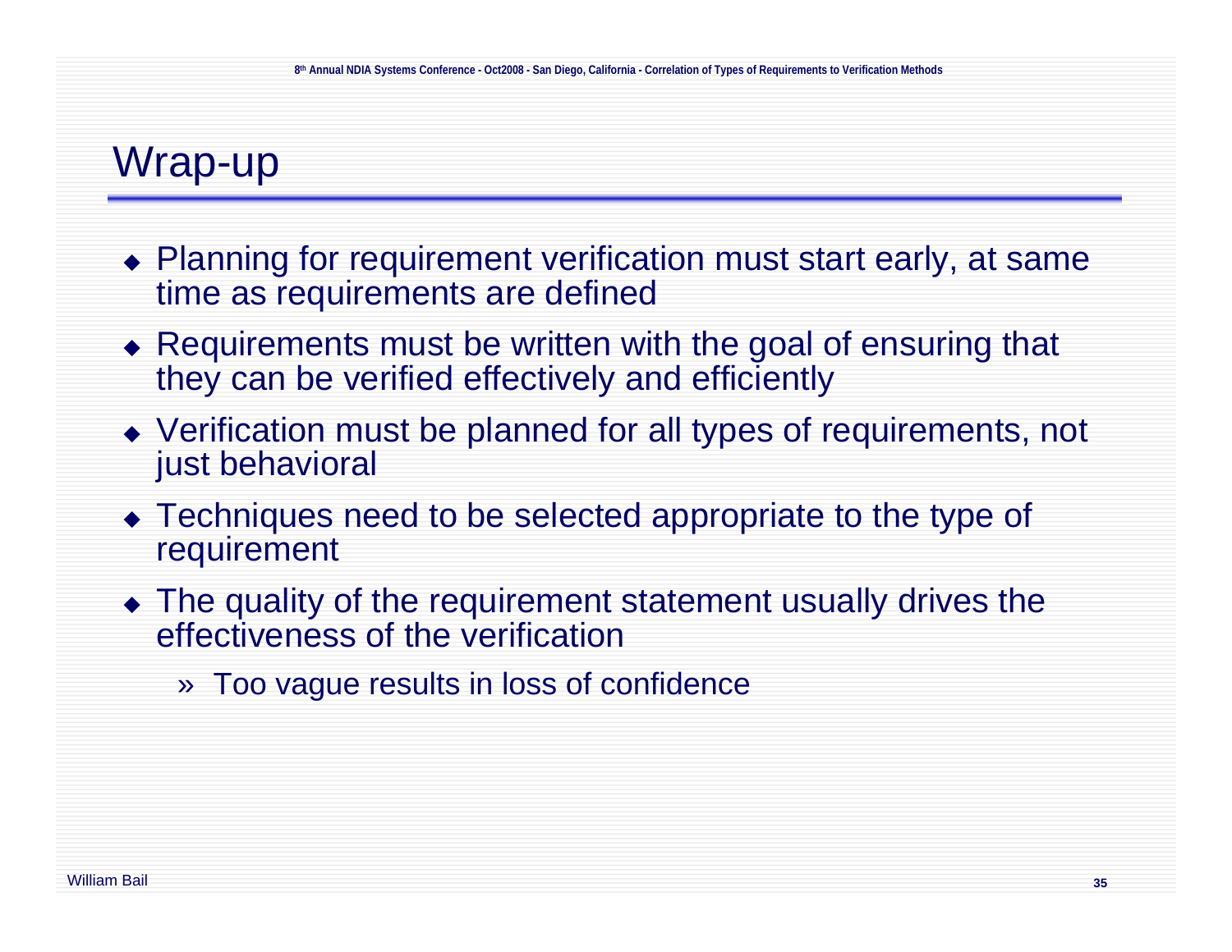# Wrap-up

- Planning for requirement verification must start early, at same time as requirements are defined
- Requirements must be written with the goal of ensuring that they can be verified effectively and efficiently
- Verification must be planned for all types of requirements, not just behavioral
- Techniques need to be selected appropriate to the type of requirement
- The quality of the requirement statement usually drives the effectiveness of the verification
  - Too vague results in loss of confidence